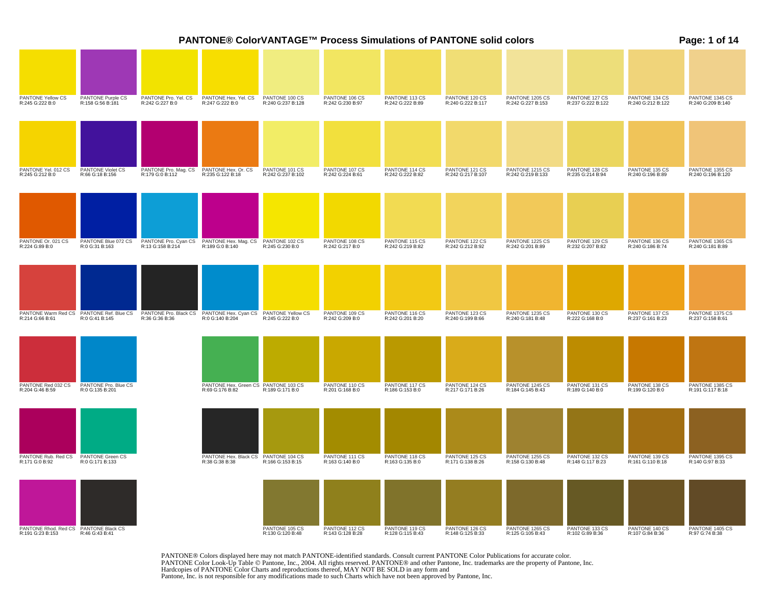# PANTONE® ColorVANTAGE™ Process Simulations of PANTONE solid colors

| | | | | | | | | | | | |
|---|---|---|---|---|---|---|---|---|---|---|---|
| PANTONE Yellow CS R:245 G:222 B:0 | PANTONE Purple CS R:158 G:56 B:181 | PANTONE Pro. Yel. CS R:242 G:227 B:0 | PANTONE Hex. Yel. CS R:247 G:222 B:0 | PANTONE 100 CS R:240 G:237 B:128 | PANTONE 106 CS R:242 G:230 B:97 | PANTONE 113 CS R:242 G:222 B:89 | PANTONE 120 CS R:240 G:222 B:117 | PANTONE 1205 CS R:242 G:227 B:153 | PANTONE 127 CS R:237 G:222 B:122 | PANTONE 134 CS R:240 G:212 B:122 | PANTONE 1345 CS R:240 G:209 B:140 |
| PANTONE Yel. 012 CS R:245 G:212 B:0 | PANTONE Violet CS R:66 G:18 B:156 | PANTONE Pro. Mag. CS R:179 G:0 B:112 | PANTONE Hex. Or. CS R:235 G:122 B:18 | PANTONE 101 CS R:242 G:237 B:102 | PANTONE 107 CS R:242 G:224 B:61 | PANTONE 114 CS R:242 G:222 B:82 | PANTONE 121 CS R:242 G:217 B:107 | PANTONE 1215 CS R:242 G:219 B:133 | PANTONE 128 CS R:235 G:214 B:94 | PANTONE 135 CS R:240 G:196 B:89 | PANTONE 1355 CS R:240 G:196 B:120 |
| PANTONE Or. 021 CS R:224 G:89 B:0 | PANTONE Blue 072 CS R:0 G:31 B:163 | PANTONE Pro. Cyan CS R:13 G:158 B:214 | PANTONE Hex. Mag. CS R:189 G:0 B:140 | PANTONE 102 CS R:245 G:230 B:0 | PANTONE 108 CS R:242 G:217 B:0 | PANTONE 115 CS R:242 G:219 B:82 | PANTONE 122 CS R:242 G:212 B:92 | PANTONE 1225 CS R:242 G:201 B:89 | PANTONE 129 CS R:232 G:207 B:82 | PANTONE 136 CS R:240 G:186 B:74 | PANTONE 1365 CS R:240 G:181 B:89 |
| PANTONE Warm Red CS R:214 G:66 B:61 | PANTONE Ref. Blue CS R:0 G:41 B:145 | PANTONE Pro. Black CS R:36 G:36 B:36 | PANTONE Hex. Cyan CS R:0 G:140 B:204 | PANTONE Yellow CS R:245 G:222 B:0 | PANTONE 109 CS R:242 G:209 B:0 | PANTONE 116 CS R:242 G:201 B:20 | PANTONE 123 CS R:240 G:199 B:66 | PANTONE 1235 CS R:240 G:181 B:48 | PANTONE 130 CS R:222 G:168 B:0 | PANTONE 137 CS R:237 G:161 B:23 | PANTONE 1375 CS R:237 G:158 B:61 |
| PANTONE Red 032 CS R:204 G:46 B:59 | PANTONE Pro. Blue CS R:0 G:135 B:201 | | PANTONE Hex. Green CS R:69 G:176 B:82 | PANTONE 103 CS R:189 G:171 B:0 | PANTONE 110 CS R:201 G:168 B:0 | PANTONE 117 CS R:186 G:153 B:0 | PANTONE 124 CS R:217 G:171 B:26 | PANTONE 1245 CS R:184 G:145 B:43 | PANTONE 131 CS R:189 G:140 B:0 | PANTONE 138 CS R:199 G:120 B:0 | PANTONE 1385 CS R:191 G:117 B:18 |
| PANTONE Rub. Red CS R:171 G:0 B:92 | PANTONE Green CS R:0 G:171 B:133 | | PANTONE Hex. Black CS R:38 G:38 B:38 | PANTONE 104 CS R:166 G:153 B:15 | PANTONE 111 CS R:163 G:140 B:0 | PANTONE 118 CS R:163 G:135 B:0 | PANTONE 125 CS R:171 G:138 B:26 | PANTONE 1255 CS R:158 G:130 B:48 | PANTONE 132 CS R:148 G:117 B:23 | PANTONE 139 CS R:161 G:110 B:18 | PANTONE 1395 CS R:140 G:97 B:33 |
| PANTONE Rhod. Red CS R:191 G:23 B:153 | PANTONE Black CS R:46 G:43 B:41 | | | PANTONE 105 CS R:130 G:120 B:48 | PANTONE 112 CS R:143 G:128 B:28 | PANTONE 119 CS R:128 G:115 B:43 | PANTONE 126 CS R:148 G:125 B:33 | PANTONE 1265 CS R:125 G:105 B:43 | PANTONE 133 CS R:102 G:89 B:36 | PANTONE 140 CS R:107 G:84 B:36 | PANTONE 1405 CS R:97 G:74 B:38 |

PANTONE® Colors displayed here may not match PANTONE-identified standards. Consult current PANTONE Color Publications for accurate color.
PANTONE Color Look-Up Table © Pantone, Inc., 2004. All rights reserved. PANTONE® and other Pantone, Inc. trademarks are the property of Pantone, Inc.
Hardcopies of PANTONE Color Charts and reproductions thereof, MAY NOT BE SOLD in any form and
Pantone, Inc. is not responsible for any modifications made to such Charts which have not been approved by Pantone, Inc.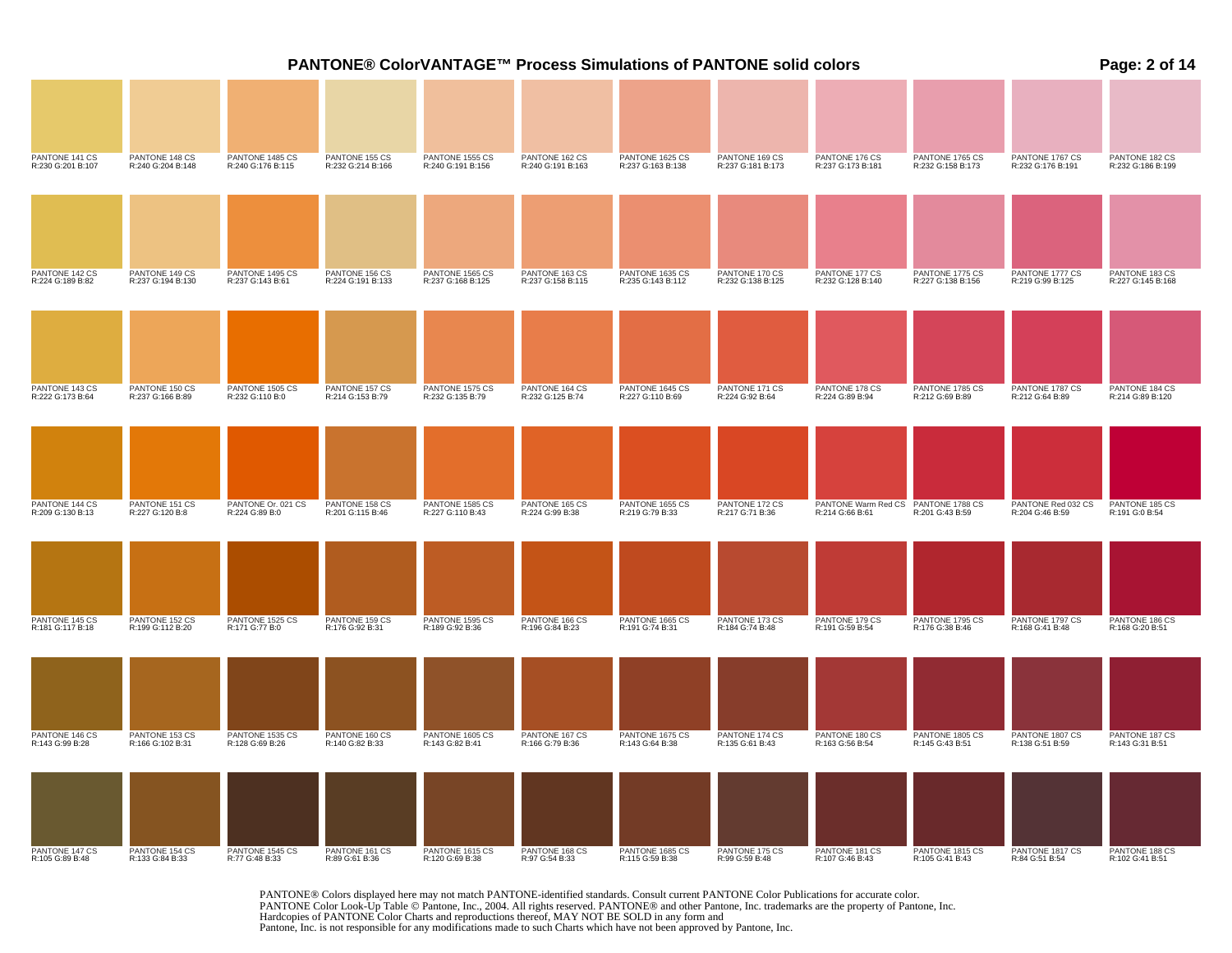# PANTONE® ColorVANTAGE™ Process Simulations of PANTONE solid colors

| | | | | | | | | | | | |
|---|---|---|---|---|---|---|---|---|---|---|---|
| PANTONE 141 CS R:230 G:201 B:107 | PANTONE 148 CS R:240 G:204 B:148 | PANTONE 1485 CS R:240 G:176 B:115 | PANTONE 155 CS R:232 G:214 B:166 | PANTONE 1555 CS R:240 G:191 B:156 | PANTONE 162 CS R:240 G:191 B:163 | PANTONE 1625 CS R:237 G:163 B:138 | PANTONE 169 CS R:237 G:181 B:173 | PANTONE 176 CS R:237 G:173 B:181 | PANTONE 1765 CS R:232 G:158 B:173 | PANTONE 1767 CS R:232 G:176 B:191 | PANTONE 182 CS R:232 G:186 B:199 |
| PANTONE 142 CS R:224 G:189 B:82 | PANTONE 149 CS R:237 G:194 B:130 | PANTONE 1495 CS R:237 G:143 B:61 | PANTONE 156 CS R:224 G:191 B:133 | PANTONE 1565 CS R:237 G:168 B:125 | PANTONE 163 CS R:237 G:158 B:115 | PANTONE 1635 CS R:235 G:143 B:112 | PANTONE 170 CS R:232 G:138 B:125 | PANTONE 177 CS R:232 G:128 B:140 | PANTONE 1775 CS R:227 G:138 B:156 | PANTONE 1777 CS R:219 G:99 B:125 | PANTONE 183 CS R:227 G:145 B:168 |
| PANTONE 143 CS R:222 G:173 B:64 | PANTONE 150 CS R:237 G:166 B:89 | PANTONE 1505 CS R:232 G:110 B:0 | PANTONE 157 CS R:214 G:153 B:79 | PANTONE 1575 CS R:232 G:135 B:79 | PANTONE 164 CS R:232 G:125 B:74 | PANTONE 1645 CS R:227 G:110 B:69 | PANTONE 171 CS R:224 G:92 B:64 | PANTONE 178 CS R:224 G:89 B:94 | PANTONE 1785 CS R:212 G:69 B:89 | PANTONE 1787 CS R:212 G:64 B:89 | PANTONE 184 CS R:214 G:89 B:120 |
| PANTONE 144 CS R:209 G:130 B:13 | PANTONE 151 CS R:227 G:120 B:8 | PANTONE Or. 021 CS R:224 G:89 B:0 | PANTONE 158 CS R:201 G:115 B:46 | PANTONE 1585 CS R:227 G:110 B:43 | PANTONE 165 CS R:224 G:99 B:38 | PANTONE 1655 CS R:219 G:79 B:33 | PANTONE 172 CS R:217 G:71 B:36 | PANTONE Warm Red CS R:214 G:66 B:61 | PANTONE 1788 CS R:201 G:43 B:59 | PANTONE Red 032 CS R:204 G:46 B:59 | PANTONE 185 CS R:191 G:0 B:54 |
| PANTONE 145 CS R:181 G:117 B:18 | PANTONE 152 CS R:199 G:112 B:20 | PANTONE 1525 CS R:171 G:77 B:0 | PANTONE 159 CS R:176 G:92 B:31 | PANTONE 1595 CS R:189 G:92 B:36 | PANTONE 166 CS R:196 G:84 B:23 | PANTONE 1665 CS R:191 G:74 B:31 | PANTONE 173 CS R:184 G:74 B:48 | PANTONE 179 CS R:191 G:59 B:54 | PANTONE 1795 CS R:176 G:38 B:46 | PANTONE 1797 CS R:168 G:41 B:48 | PANTONE 186 CS R:168 G:20 B:51 |
| PANTONE 146 CS R:143 G:99 B:28 | PANTONE 153 CS R:166 G:102 B:31 | PANTONE 1535 CS R:128 G:69 B:26 | PANTONE 160 CS R:140 G:82 B:33 | PANTONE 1605 CS R:143 G:82 B:41 | PANTONE 167 CS R:166 G:79 B:36 | PANTONE 1675 CS R:143 G:64 B:38 | PANTONE 174 CS R:135 G:61 B:43 | PANTONE 180 CS R:163 G:56 B:54 | PANTONE 1805 CS R:145 G:43 B:51 | PANTONE 1807 CS R:138 G:51 B:59 | PANTONE 187 CS R:143 G:31 B:51 |
| PANTONE 147 CS R:105 G:89 B:48 | PANTONE 154 CS R:133 G:84 B:33 | PANTONE 1545 CS R:77 G:48 B:33 | PANTONE 161 CS R:89 G:61 B:36 | PANTONE 1615 CS R:120 G:69 B:38 | PANTONE 168 CS R:97 G:54 B:33 | PANTONE 1685 CS R:115 G:59 B:38 | PANTONE 175 CS R:99 G:59 B:48 | PANTONE 181 CS R:107 G:46 B:43 | PANTONE 1815 CS R:105 G:41 B:43 | PANTONE 1817 CS R:84 G:51 B:54 | PANTONE 188 CS R:102 G:41 B:51 |

PANTONE® Colors displayed here may not match PANTONE-identified standards. Consult current PANTONE Color Publications for accurate color.
PANTONE Color Look-Up Table © Pantone, Inc., 2004. All rights reserved. PANTONE® and other Pantone, Inc. trademarks are the property of Pantone, Inc.
Hardcopies of PANTONE Color Charts and reproductions thereof, MAY NOT BE SOLD in any form and
Pantone, Inc. is not responsible for any modifications made to such Charts which have not been approved by Pantone, Inc.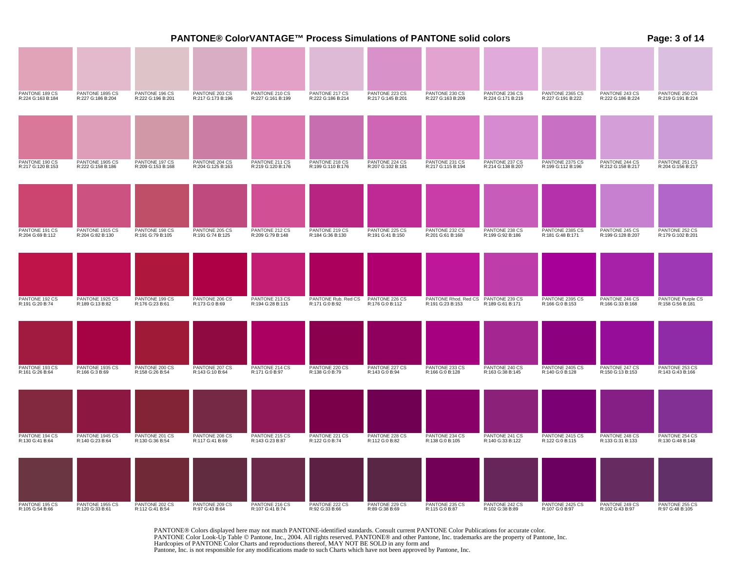# PANTONE® ColorVANTAGE™ Process Simulations of PANTONE solid colors

| | | | | | | | | | | | |
|---|---|---|---|---|---|---|---|---|---|---|---|
| PANTONE 189 CS<br>R:224 G:163 B:184 | PANTONE 1895 CS<br>R:227 G:186 B:204 | PANTONE 196 CS<br>R:222 G:196 B:201 | PANTONE 203 CS<br>R:217 G:173 B:196 | PANTONE 210 CS<br>R:227 G:161 B:199 | PANTONE 217 CS<br>R:222 G:186 B:214 | PANTONE 223 CS<br>R:217 G:145 B:201 | PANTONE 230 CS<br>R:227 G:163 B:209 | PANTONE 236 CS<br>R:224 G:171 B:219 | PANTONE 2365 CS<br>R:227 G:191 B:222 | PANTONE 243 CS<br>R:222 G:186 B:224 | PANTONE 250 CS<br>R:219 G:191 B:224 |
| PANTONE 190 CS<br>R:217 G:120 B:153 | PANTONE 1905 CS<br>R:222 G:158 B:186 | PANTONE 197 CS<br>R:209 G:153 B:168 | PANTONE 204 CS<br>R:204 G:125 B:163 | PANTONE 211 CS<br>R:219 G:120 B:176 | PANTONE 218 CS<br>R:199 G:110 B:176 | PANTONE 224 CS<br>R:207 G:102 B:181 | PANTONE 231 CS<br>R:217 G:115 B:194 | PANTONE 237 CS<br>R:214 G:138 B:207 | PANTONE 2375 CS<br>R:199 G:112 B:196 | PANTONE 244 CS<br>R:212 G:158 B:217 | PANTONE 251 CS<br>R:204 G:156 B:217 |
| PANTONE 191 CS<br>R:204 G:69 B:112 | PANTONE 1915 CS<br>R:204 G:82 B:130 | PANTONE 198 CS<br>R:191 G:79 B:105 | PANTONE 205 CS<br>R:191 G:74 B:125 | PANTONE 212 CS<br>R:209 G:79 B:148 | PANTONE 219 CS<br>R:184 G:36 B:130 | PANTONE 225 CS<br>R:191 G:41 B:150 | PANTONE 232 CS<br>R:201 G:61 B:168 | PANTONE 238 CS<br>R:199 G:92 B:186 | PANTONE 2385 CS<br>R:181 G:48 B:171 | PANTONE 245 CS<br>R:199 G:128 B:207 | PANTONE 252 CS<br>R:179 G:102 B:201 |
| PANTONE 192 CS<br>R:191 G:20 B:74 | PANTONE 1925 CS<br>R:189 G:13 B:82 | PANTONE 199 CS<br>R:176 G:23 B:61 | PANTONE 206 CS<br>R:173 G:0 B:69 | PANTONE 213 CS<br>R:194 G:28 B:115 | PANTONE Rub. Red CS<br>R:171 G:0 B:92 | PANTONE 226 CS<br>R:176 G:0 B:112 | PANTONE Rhod. Red CS<br>R:191 G:23 B:153 | PANTONE 239 CS<br>R:189 G:61 B:171 | PANTONE 2395 CS<br>R:166 G:0 B:153 | PANTONE 246 CS<br>R:166 G:33 B:168 | PANTONE Purple CS<br>R:158 G:56 B:181 |
| PANTONE 193 CS<br>R:161 G:26 B:64 | PANTONE 1935 CS<br>R:166 G:3 B:69 | PANTONE 200 CS<br>R:158 G:26 B:54 | PANTONE 207 CS<br>R:143 G:10 B:64 | PANTONE 214 CS<br>R:171 G:0 B:97 | PANTONE 220 CS<br>R:138 G:0 B:79 | PANTONE 227 CS<br>R:143 G:0 B:94 | PANTONE 233 CS<br>R:166 G:0 B:128 | PANTONE 240 CS<br>R:163 G:38 B:145 | PANTONE 2405 CS<br>R:140 G:0 B:128 | PANTONE 247 CS<br>R:150 G:13 B:153 | PANTONE 253 CS<br>R:143 G:43 B:166 |
| PANTONE 194 CS<br>R:130 G:41 B:64 | PANTONE 1945 CS<br>R:140 G:23 B:64 | PANTONE 201 CS<br>R:130 G:36 B:54 | PANTONE 208 CS<br>R:117 G:41 B:69 | PANTONE 215 CS<br>R:143 G:23 B:87 | PANTONE 221 CS<br>R:122 G:0 B:74 | PANTONE 228 CS<br>R:112 G:0 B:82 | PANTONE 234 CS<br>R:138 G:0 B:105 | PANTONE 241 CS<br>R:140 G:33 B:122 | PANTONE 2415 CS<br>R:122 G:0 B:115 | PANTONE 248 CS<br>R:133 G:31 B:133 | PANTONE 254 CS<br>R:130 G:48 B:148 |
| PANTONE 195 CS<br>R:105 G:54 B:66 | PANTONE 1955 CS<br>R:120 G:33 B:61 | PANTONE 202 CS<br>R:112 G:41 B:54 | PANTONE 209 CS<br>R:97 G:43 B:64 | PANTONE 216 CS<br>R:107 G:41 B:74 | PANTONE 222 CS<br>R:92 G:33 B:66 | PANTONE 229 CS<br>R:89 G:38 B:69 | PANTONE 235 CS<br>R:115 G:0 B:87 | PANTONE 242 CS<br>R:102 G:38 B:89 | PANTONE 2425 CS<br>R:107 G:0 B:97 | PANTONE 249 CS<br>R:102 G:43 B:97 | PANTONE 255 CS<br>R:97 G:48 B:105 |

PANTONE® Colors displayed here may not match PANTONE-identified standards. Consult current PANTONE Color Publications for accurate color.
PANTONE Color Look-Up Table © Pantone, Inc., 2004. All rights reserved. PANTONE® and other Pantone, Inc. trademarks are the property of Pantone, Inc.
Hardcopies of PANTONE Color Charts and reproductions thereof, MAY NOT BE SOLD in any form and
Pantone, Inc. is not responsible for any modifications made to such Charts which have not been approved by Pantone, Inc.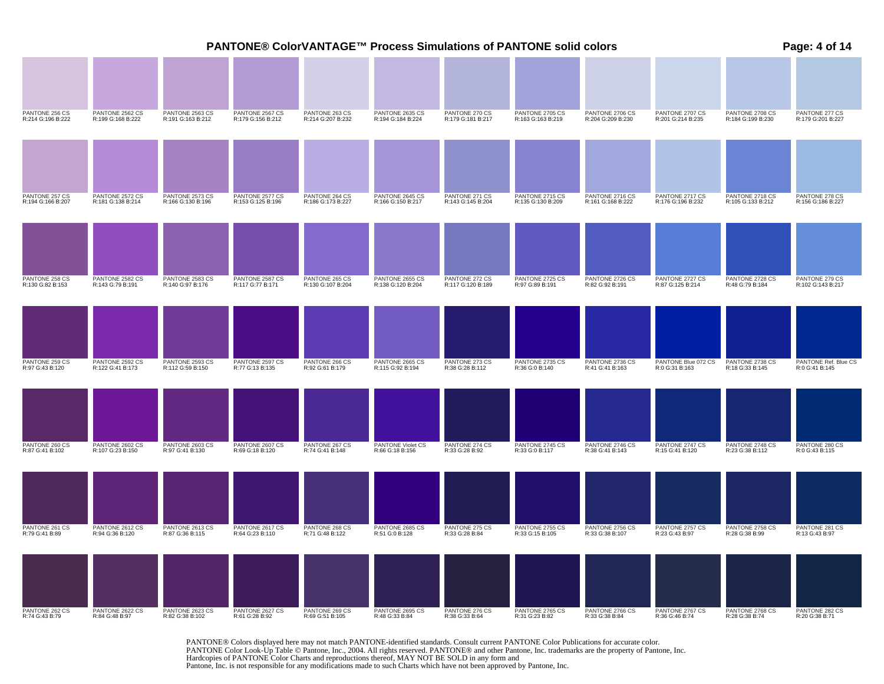# PANTONE® ColorVANTAGE™ Process Simulations of PANTONE solid colors

| | | | | | | | | | | | |
|---|---|---|---|---|---|---|---|---|---|---|---|
| PANTONE 256 CS R:214 G:196 B:222 | PANTONE 2562 CS R:199 G:168 B:222 | PANTONE 2563 CS R:191 G:163 B:212 | PANTONE 2567 CS R:179 G:156 B:212 | PANTONE 263 CS R:214 G:207 B:232 | PANTONE 2635 CS R:194 G:184 B:224 | PANTONE 270 CS R:179 G:181 B:217 | PANTONE 2705 CS R:163 G:163 B:219 | PANTONE 2706 CS R:204 G:209 B:230 | PANTONE 2707 CS R:201 G:214 B:235 | PANTONE 2708 CS R:184 G:199 B:230 | PANTONE 277 CS R:179 G:201 B:227 |
| PANTONE 257 CS R:194 G:166 B:207 | PANTONE 2572 CS R:181 G:138 B:214 | PANTONE 2573 CS R:166 G:130 B:196 | PANTONE 2577 CS R:153 G:125 B:196 | PANTONE 264 CS R:186 G:173 B:227 | PANTONE 2645 CS R:166 G:150 B:217 | PANTONE 271 CS R:143 G:145 B:204 | PANTONE 2715 CS R:135 G:130 B:209 | PANTONE 2716 CS R:161 G:168 B:222 | PANTONE 2717 CS R:176 G:196 B:232 | PANTONE 2718 CS R:105 G:133 B:212 | PANTONE 278 CS R:156 G:186 B:227 |
| PANTONE 258 CS R:130 G:82 B:153 | PANTONE 2582 CS R:143 G:79 B:191 | PANTONE 2583 CS R:140 G:97 B:176 | PANTONE 2587 CS R:117 G:77 B:171 | PANTONE 265 CS R:130 G:107 B:204 | PANTONE 2655 CS R:138 G:120 B:204 | PANTONE 272 CS R:117 G:120 B:189 | PANTONE 2725 CS R:97 G:89 B:191 | PANTONE 2726 CS R:82 G:92 B:191 | PANTONE 2727 CS R:87 G:125 B:214 | PANTONE 2728 CS R:48 G:79 B:184 | PANTONE 279 CS R:102 G:143 B:217 |
| PANTONE 259 CS R:97 G:43 B:120 | PANTONE 2592 CS R:122 G:41 B:173 | PANTONE 2593 CS R:112 G:59 B:150 | PANTONE 2597 CS R:77 G:13 B:135 | PANTONE 266 CS R:92 G:61 B:179 | PANTONE 2665 CS R:115 G:92 B:194 | PANTONE 273 CS R:38 G:28 B:112 | PANTONE 2735 CS R:36 G:0 B:140 | PANTONE 2736 CS R:41 G:41 B:163 | PANTONE Blue 072 CS R:0 G:31 B:163 | PANTONE 2738 CS R:18 G:33 B:145 | PANTONE Ref. Blue CS R:0 G:41 B:145 |
| PANTONE 260 CS R:87 G:41 B:102 | PANTONE 2602 CS R:107 G:23 B:150 | PANTONE 2603 CS R:97 G:41 B:130 | PANTONE 2607 CS R:69 G:18 B:120 | PANTONE 267 CS R:74 G:41 B:148 | PANTONE Violet CS R:66 G:18 B:156 | PANTONE 274 CS R:33 G:28 B:92 | PANTONE 2745 CS R:33 G:0 B:117 | PANTONE 2746 CS R:38 G:41 B:143 | PANTONE 2747 CS R:15 G:41 B:120 | PANTONE 2748 CS R:23 G:38 B:112 | PANTONE 280 CS R:0 G:43 B:115 |
| PANTONE 261 CS R:79 G:41 B:89 | PANTONE 2612 CS R:94 G:36 B:120 | PANTONE 2613 CS R:87 G:36 B:115 | PANTONE 2617 CS R:64 G:23 B:110 | PANTONE 268 CS R:71 G:48 B:122 | PANTONE 2685 CS R:51 G:0 B:128 | PANTONE 275 CS R:33 G:28 B:84 | PANTONE 2755 CS R:33 G:15 B:105 | PANTONE 2756 CS R:33 G:38 B:107 | PANTONE 2757 CS R:23 G:43 B:97 | PANTONE 2758 CS R:28 G:38 B:99 | PANTONE 281 CS R:13 G:43 B:97 |
| PANTONE 262 CS R:74 G:43 B:79 | PANTONE 2622 CS R:84 G:48 B:97 | PANTONE 2623 CS R:82 G:38 B:102 | PANTONE 2627 CS R:61 G:28 B:92 | PANTONE 269 CS R:69 G:51 B:105 | PANTONE 2695 CS R:48 G:33 B:84 | PANTONE 276 CS R:38 G:33 B:64 | PANTONE 2765 CS R:31 G:23 B:82 | PANTONE 2766 CS R:33 G:38 B:84 | PANTONE 2767 CS R:36 G:46 B:74 | PANTONE 2768 CS R:28 G:38 B:74 | PANTONE 282 CS R:20 G:38 B:71 |

PANTONE® Colors displayed here may not match PANTONE-identified standards. Consult current PANTONE Color Publications for accurate color.
PANTONE Color Look-Up Table © Pantone, Inc., 2004. All rights reserved. PANTONE® and other Pantone, Inc. trademarks are the property of Pantone, Inc.
Hardcopies of PANTONE Color Charts and reproductions thereof, MAY NOT BE SOLD in any form and
Pantone, Inc. is not responsible for any modifications made to such Charts which have not been approved by Pantone, Inc.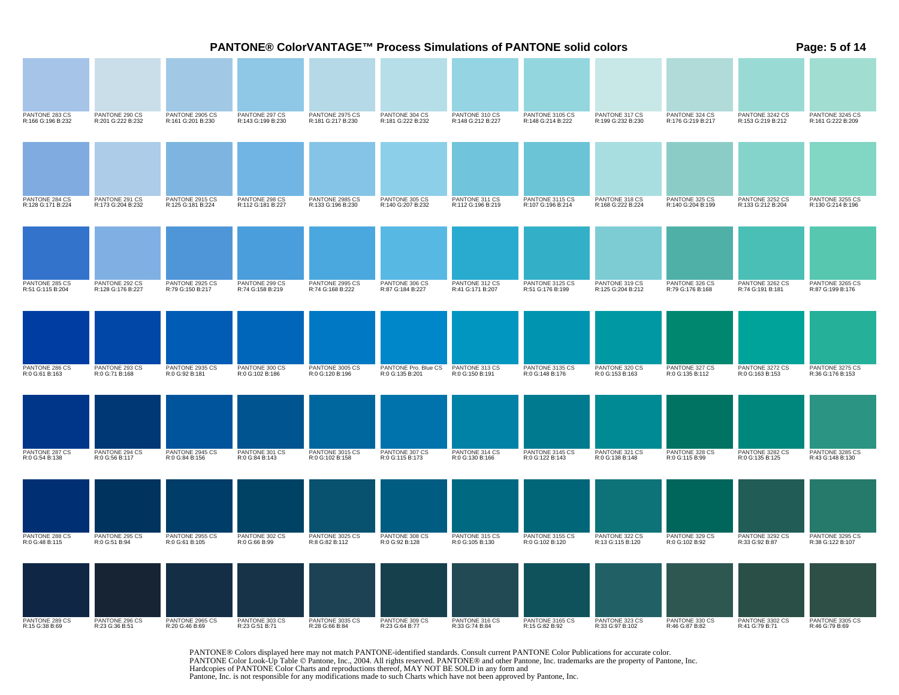# PANTONE® ColorVANTAGE™ Process Simulations of PANTONE solid colors

| | | | | | | | | | | | |
|---|---|---|---|---|---|---|---|---|---|---|---|
| PANTONE 283 CS R:166 G:196 B:232 | PANTONE 290 CS R:201 G:222 B:232 | PANTONE 2905 CS R:161 G:201 B:230 | PANTONE 297 CS R:143 G:199 B:230 | PANTONE 2975 CS R:181 G:217 B:230 | PANTONE 304 CS R:181 G:222 B:232 | PANTONE 310 CS R:148 G:212 B:227 | PANTONE 3105 CS R:148 G:214 B:222 | PANTONE 317 CS R:199 G:232 B:230 | PANTONE 324 CS R:176 G:219 B:217 | PANTONE 3242 CS R:153 G:219 B:212 | PANTONE 3245 CS R:161 G:222 B:209 |
| PANTONE 284 CS R:128 G:171 B:224 | PANTONE 291 CS R:173 G:204 B:232 | PANTONE 2915 CS R:125 G:181 B:224 | PANTONE 298 CS R:112 G:181 B:227 | PANTONE 2985 CS R:133 G:196 B:230 | PANTONE 305 CS R:140 G:207 B:232 | PANTONE 311 CS R:112 G:196 B:219 | PANTONE 3115 CS R:107 G:196 B:214 | PANTONE 318 CS R:168 G:222 B:224 | PANTONE 325 CS R:140 G:204 B:199 | PANTONE 3252 CS R:133 G:212 B:204 | PANTONE 3255 CS R:130 G:214 B:196 |
| PANTONE 285 CS R:51 G:115 B:204 | PANTONE 292 CS R:128 G:176 B:227 | PANTONE 2925 CS R:79 G:150 B:217 | PANTONE 299 CS R:74 G:158 B:219 | PANTONE 2995 CS R:74 G:168 B:222 | PANTONE 306 CS R:87 G:184 B:227 | PANTONE 312 CS R:41 G:171 B:207 | PANTONE 3125 CS R:51 G:176 B:199 | PANTONE 319 CS R:125 G:204 B:212 | PANTONE 326 CS R:79 G:176 B:168 | PANTONE 3262 CS R:74 G:191 B:181 | PANTONE 3265 CS R:87 G:199 B:176 |
| PANTONE 286 CS R:0 G:61 B:163 | PANTONE 293 CS R:0 G:71 B:168 | PANTONE 2935 CS R:0 G:92 B:181 | PANTONE 300 CS R:0 G:102 B:186 | PANTONE 3005 CS R:0 G:120 B:196 | PANTONE Pro. Blue CS R:0 G:135 B:201 | PANTONE 313 CS R:0 G:150 B:191 | PANTONE 3135 CS R:0 G:148 B:176 | PANTONE 320 CS R:0 G:153 B:163 | PANTONE 327 CS R:0 G:135 B:112 | PANTONE 3272 CS R:0 G:163 B:153 | PANTONE 3275 CS R:36 G:176 B:153 |
| PANTONE 287 CS R:0 G:54 B:138 | PANTONE 294 CS R:0 G:56 B:117 | PANTONE 2945 CS R:0 G:84 B:156 | PANTONE 301 CS R:0 G:84 B:143 | PANTONE 3015 CS R:0 G:102 B:158 | PANTONE 307 CS R:0 G:115 B:173 | PANTONE 314 CS R:0 G:130 B:166 | PANTONE 3145 CS R:0 G:122 B:143 | PANTONE 321 CS R:0 G:138 B:148 | PANTONE 328 CS R:0 G:115 B:99 | PANTONE 3282 CS R:0 G:135 B:125 | PANTONE 3285 CS R:43 G:148 B:130 |
| PANTONE 288 CS R:0 G:48 B:115 | PANTONE 295 CS R:0 G:51 B:94 | PANTONE 2955 CS R:0 G:61 B:105 | PANTONE 302 CS R:0 G:66 B:99 | PANTONE 3025 CS R:8 G:82 B:112 | PANTONE 308 CS R:0 G:92 B:128 | PANTONE 315 CS R:0 G:105 B:130 | PANTONE 3155 CS R:0 G:102 B:120 | PANTONE 322 CS R:13 G:115 B:120 | PANTONE 329 CS R:0 G:102 B:92 | PANTONE 3292 CS R:33 G:92 B:87 | PANTONE 3295 CS R:38 G:122 B:107 |
| PANTONE 289 CS R:15 G:38 B:69 | PANTONE 296 CS R:23 G:36 B:51 | PANTONE 2965 CS R:20 G:46 B:69 | PANTONE 303 CS R:23 G:51 B:71 | PANTONE 3035 CS R:28 G:66 B:84 | PANTONE 309 CS R:23 G:64 B:77 | PANTONE 316 CS R:33 G:74 B:84 | PANTONE 3165 CS R:15 G:82 B:92 | PANTONE 323 CS R:33 G:97 B:102 | PANTONE 330 CS R:46 G:87 B:82 | PANTONE 3302 CS R:41 G:79 B:71 | PANTONE 3305 CS R:46 G:79 B:69 |

PANTONE® Colors displayed here may not match PANTONE-identified standards. Consult current PANTONE Color Publications for accurate color.
PANTONE Color Look-Up Table © Pantone, Inc., 2004. All rights reserved. PANTONE® and other Pantone, Inc. trademarks are the property of Pantone, Inc.
Hardcopies of PANTONE Color Charts and reproductions thereof, MAY NOT BE SOLD in any form and
Pantone, Inc. is not responsible for any modifications made to such Charts which have not been approved by Pantone, Inc.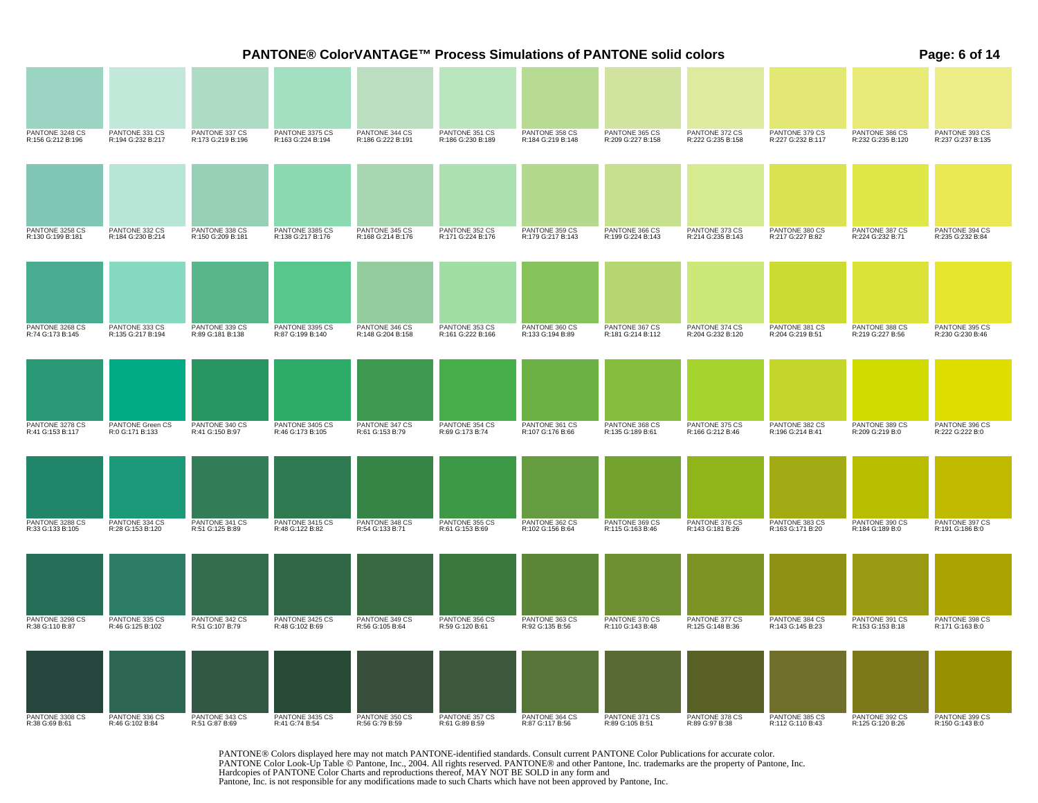# PANTONE® ColorVANTAGE™ Process Simulations of PANTONE solid colors

| | | | | | | | | | | | |
|---|---|---|---|---|---|---|---|---|---|---|---|
| PANTONE 3248 CS<br>R:156 G:212 B:196 | PANTONE 331 CS<br>R:194 G:232 B:217 | PANTONE 337 CS<br>R:173 G:219 B:196 | PANTONE 3375 CS<br>R:163 G:224 B:194 | PANTONE 344 CS<br>R:186 G:222 B:191 | PANTONE 351 CS<br>R:186 G:230 B:189 | PANTONE 358 CS<br>R:184 G:219 B:148 | PANTONE 365 CS<br>R:209 G:227 B:158 | PANTONE 372 CS<br>R:222 G:235 B:158 | PANTONE 379 CS<br>R:227 G:232 B:117 | PANTONE 386 CS<br>R:232 G:235 B:120 | PANTONE 393 CS<br>R:237 G:237 B:135 |
| PANTONE 3258 CS<br>R:130 G:199 B:181 | PANTONE 332 CS<br>R:184 G:230 B:214 | PANTONE 338 CS<br>R:150 G:209 B:181 | PANTONE 3385 CS<br>R:138 G:217 B:176 | PANTONE 345 CS<br>R:168 G:214 B:176 | PANTONE 352 CS<br>R:171 G:224 B:176 | PANTONE 359 CS<br>R:179 G:217 B:143 | PANTONE 366 CS<br>R:199 G:224 B:143 | PANTONE 373 CS<br>R:214 G:235 B:143 | PANTONE 380 CS<br>R:217 G:227 B:82 | PANTONE 387 CS<br>R:224 G:232 B:71 | PANTONE 394 CS<br>R:235 G:232 B:84 |
| PANTONE 3268 CS<br>R:74 G:173 B:145 | PANTONE 333 CS<br>R:135 G:217 B:194 | PANTONE 339 CS<br>R:89 G:181 B:138 | PANTONE 3395 CS<br>R:87 G:199 B:140 | PANTONE 346 CS<br>R:148 G:204 B:158 | PANTONE 353 CS<br>R:161 G:222 B:166 | PANTONE 360 CS<br>R:133 G:194 B:89 | PANTONE 367 CS<br>R:181 G:214 B:112 | PANTONE 374 CS<br>R:204 G:232 B:120 | PANTONE 381 CS<br>R:204 G:219 B:51 | PANTONE 388 CS<br>R:219 G:227 B:56 | PANTONE 395 CS<br>R:230 G:230 B:46 |
| PANTONE 3278 CS<br>R:41 G:153 B:117 | PANTONE Green CS<br>R:0 G:171 B:133 | PANTONE 340 CS<br>R:41 G:150 B:97 | PANTONE 3405 CS<br>R:46 G:173 B:105 | PANTONE 347 CS<br>R:61 G:153 B:79 | PANTONE 354 CS<br>R:69 G:173 B:74 | PANTONE 361 CS<br>R:107 G:176 B:66 | PANTONE 368 CS<br>R:135 G:189 B:61 | PANTONE 375 CS<br>R:166 G:212 B:46 | PANTONE 382 CS<br>R:196 G:214 B:41 | PANTONE 389 CS<br>R:209 G:219 B:0 | PANTONE 396 CS<br>R:222 G:222 B:0 |
| PANTONE 3288 CS<br>R:33 G:133 B:105 | PANTONE 334 CS<br>R:28 G:153 B:120 | PANTONE 341 CS<br>R:51 G:125 B:89 | PANTONE 3415 CS<br>R:48 G:122 B:82 | PANTONE 348 CS<br>R:54 G:133 B:71 | PANTONE 355 CS<br>R:61 G:153 B:69 | PANTONE 362 CS<br>R:102 G:156 B:64 | PANTONE 369 CS<br>R:115 G:163 B:46 | PANTONE 376 CS<br>R:143 G:181 B:26 | PANTONE 383 CS<br>R:163 G:171 B:20 | PANTONE 390 CS<br>R:184 G:189 B:0 | PANTONE 397 CS<br>R:191 G:186 B:0 |
| PANTONE 3298 CS<br>R:38 G:110 B:87 | PANTONE 335 CS<br>R:46 G:125 B:102 | PANTONE 342 CS<br>R:51 G:107 B:79 | PANTONE 3425 CS<br>R:48 G:102 B:69 | PANTONE 349 CS<br>R:56 G:105 B:64 | PANTONE 356 CS<br>R:59 G:120 B:61 | PANTONE 363 CS<br>R:92 G:135 B:56 | PANTONE 370 CS<br>R:110 G:143 B:48 | PANTONE 377 CS<br>R:125 G:148 B:36 | PANTONE 384 CS<br>R:143 G:145 B:23 | PANTONE 391 CS<br>R:153 G:153 B:18 | PANTONE 398 CS<br>R:171 G:163 B:0 |
| PANTONE 3308 CS<br>R:38 G:69 B:61 | PANTONE 336 CS<br>R:46 G:102 B:84 | PANTONE 343 CS<br>R:51 G:87 B:69 | PANTONE 3435 CS<br>R:41 G:74 B:54 | PANTONE 350 CS<br>R:56 G:79 B:59 | PANTONE 357 CS<br>R:61 G:89 B:59 | PANTONE 364 CS<br>R:87 G:117 B:56 | PANTONE 371 CS<br>R:89 G:105 B:51 | PANTONE 378 CS<br>R:89 G:97 B:38 | PANTONE 385 CS<br>R:112 G:110 B:43 | PANTONE 392 CS<br>R:125 G:120 B:26 | PANTONE 399 CS<br>R:150 G:143 B:0 |

PANTONE® Colors displayed here may not match PANTONE-identified standards. Consult current PANTONE Color Publications for accurate color.
PANTONE Color Look-Up Table © Pantone, Inc., 2004. All rights reserved. PANTONE® and other Pantone, Inc. trademarks are the property of Pantone, Inc.
Hardcopies of PANTONE Color Charts and reproductions thereof, MAY NOT BE SOLD in any form and
Pantone, Inc. is not responsible for any modifications made to such Charts which have not been approved by Pantone, Inc.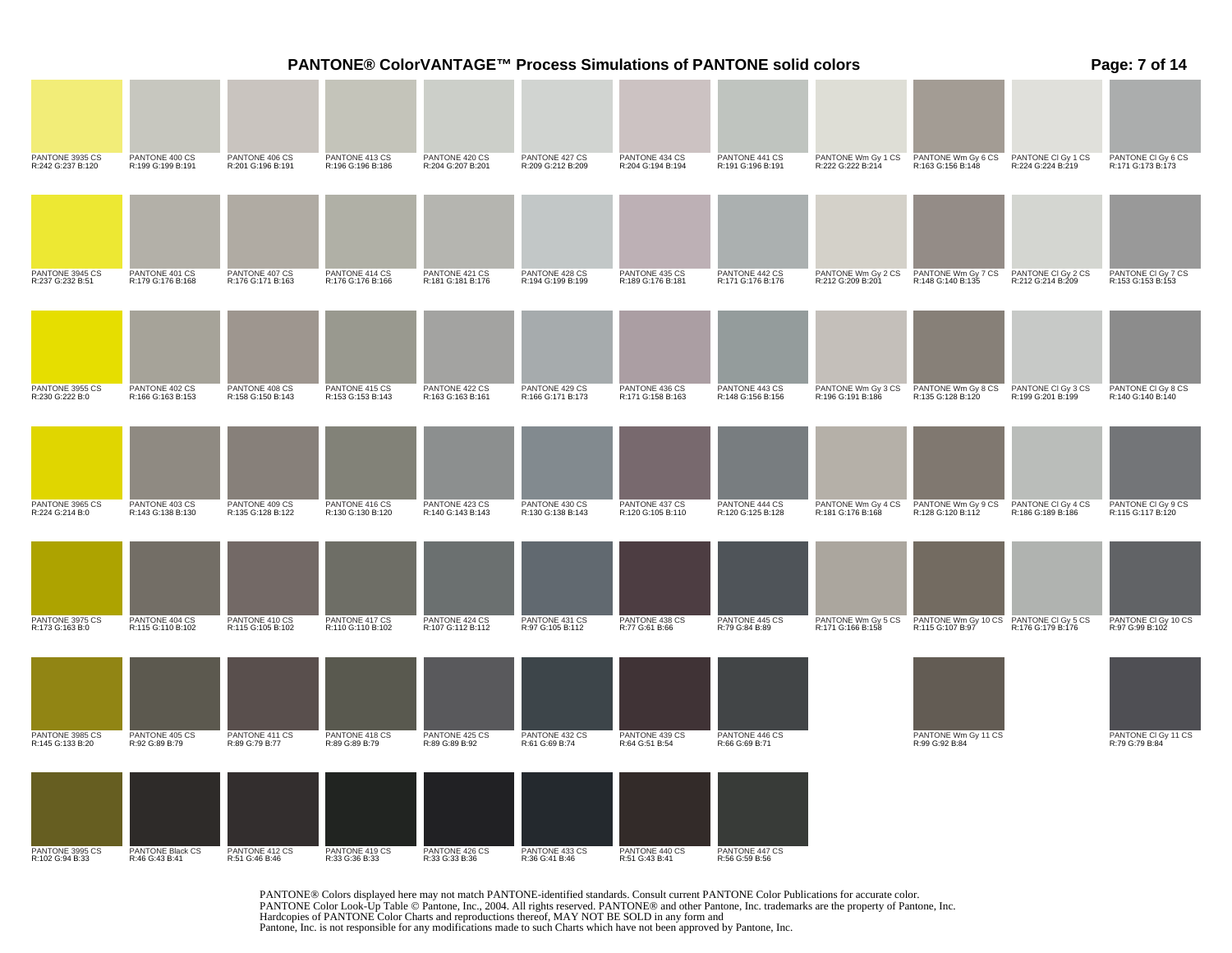# PANTONE® ColorVANTAGE™ Process Simulations of PANTONE solid colors

| | | | | | | | | | | | |
|---|---|---|---|---|---|---|---|---|---|---|---|
| PANTONE 3935 CS R:242 G:237 B:120 | PANTONE 400 CS R:199 G:199 B:191 | PANTONE 406 CS R:201 G:196 B:191 | PANTONE 413 CS R:196 G:196 B:186 | PANTONE 420 CS R:204 G:207 B:201 | PANTONE 427 CS R:209 G:212 B:209 | PANTONE 434 CS R:204 G:194 B:194 | PANTONE 441 CS R:191 G:196 B:191 | PANTONE Wm Gy 1 CS R:222 G:222 B:214 | PANTONE Wm Gy 6 CS R:163 G:156 B:148 | PANTONE Cl Gy 1 CS R:224 G:224 B:219 | PANTONE Cl Gy 6 CS R:171 G:173 B:173 |
| PANTONE 3945 CS R:237 G:232 B:51 | PANTONE 401 CS R:179 G:176 B:168 | PANTONE 407 CS R:176 G:171 B:163 | PANTONE 414 CS R:176 G:176 B:166 | PANTONE 421 CS R:181 G:181 B:176 | PANTONE 428 CS R:194 G:199 B:199 | PANTONE 435 CS R:189 G:176 B:181 | PANTONE 442 CS R:171 G:176 B:176 | PANTONE Wm Gy 2 CS R:212 G:209 B:201 | PANTONE Wm Gy 7 CS R:148 G:140 B:135 | PANTONE Cl Gy 2 CS R:212 G:214 B:209 | PANTONE Cl Gy 7 CS R:153 G:153 B:153 |
| PANTONE 3955 CS R:230 G:222 B:0 | PANTONE 402 CS R:166 G:163 B:153 | PANTONE 408 CS R:158 G:150 B:143 | PANTONE 415 CS R:153 G:153 B:143 | PANTONE 422 CS R:163 G:163 B:161 | PANTONE 429 CS R:166 G:171 B:173 | PANTONE 436 CS R:171 G:158 B:163 | PANTONE 443 CS R:148 G:156 B:156 | PANTONE Wm Gy 3 CS R:196 G:191 B:186 | PANTONE Wm Gy 8 CS R:135 G:128 B:120 | PANTONE Cl Gy 3 CS R:199 G:201 B:199 | PANTONE Cl Gy 8 CS R:140 G:140 B:140 |
| PANTONE 3965 CS R:224 G:214 B:0 | PANTONE 403 CS R:143 G:138 B:130 | PANTONE 409 CS R:135 G:128 B:122 | PANTONE 416 CS R:130 G:130 B:120 | PANTONE 423 CS R:140 G:143 B:143 | PANTONE 430 CS R:130 G:138 B:143 | PANTONE 437 CS R:120 G:105 B:110 | PANTONE 444 CS R:120 G:125 B:128 | PANTONE Wm Gy 4 CS R:181 G:176 B:168 | PANTONE Wm Gy 9 CS R:128 G:120 B:112 | PANTONE Cl Gy 4 CS R:186 G:189 B:186 | PANTONE Cl Gy 9 CS R:115 G:117 B:120 |
| PANTONE 3975 CS R:173 G:163 B:0 | PANTONE 404 CS R:115 G:110 B:102 | PANTONE 410 CS R:115 G:105 B:102 | PANTONE 417 CS R:110 G:110 B:102 | PANTONE 424 CS R:107 G:112 B:112 | PANTONE 431 CS R:97 G:105 B:112 | PANTONE 438 CS R:77 G:61 B:66 | PANTONE 445 CS R:79 G:84 B:89 | PANTONE Wm Gy 5 CS R:171 G:166 B:158 | PANTONE Wm Gy 10 CS R:115 G:107 B:97 | PANTONE Cl Gy 5 CS R:176 G:179 B:176 | PANTONE Cl Gy 10 CS R:97 G:99 B:102 |
| PANTONE 3985 CS R:145 G:133 B:20 | PANTONE 405 CS R:92 G:89 B:79 | PANTONE 411 CS R:89 G:79 B:77 | PANTONE 418 CS R:89 G:89 B:79 | PANTONE 425 CS R:89 G:89 B:92 | PANTONE 432 CS R:61 G:69 B:74 | PANTONE 439 CS R:64 G:51 B:54 | PANTONE 446 CS R:66 G:69 B:71 | | PANTONE Wm Gy 11 CS R:99 G:92 B:84 | | PANTONE Cl Gy 11 CS R:79 G:79 B:84 |
| PANTONE 3995 CS R:102 G:94 B:33 | PANTONE Black CS R:46 G:43 B:41 | PANTONE 412 CS R:51 G:46 B:46 | PANTONE 419 CS R:33 G:36 B:33 | PANTONE 426 CS R:33 G:33 B:36 | PANTONE 433 CS R:36 G:41 B:46 | PANTONE 440 CS R:51 G:43 B:41 | PANTONE 447 CS R:56 G:59 B:56 | | | | |

PANTONE® Colors displayed here may not match PANTONE-identified standards. Consult current PANTONE Color Publications for accurate color.
PANTONE Color Look-Up Table © Pantone, Inc., 2004. All rights reserved. PANTONE® and other Pantone, Inc. trademarks are the property of Pantone, Inc.
Hardcopies of PANTONE Color Charts and reproductions thereof, MAY NOT BE SOLD in any form and
Pantone, Inc. is not responsible for any modifications made to such Charts which have not been approved by Pantone, Inc.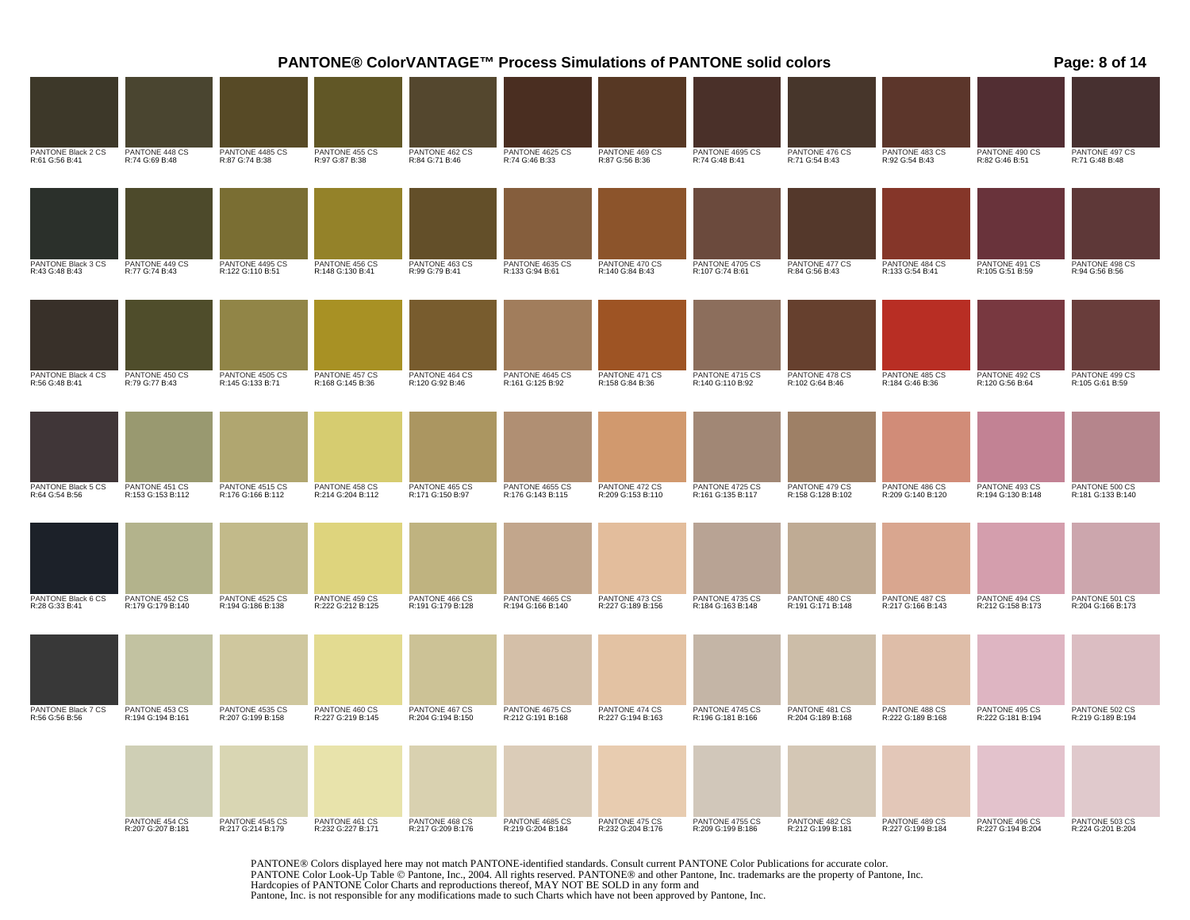# PANTONE® ColorVANTAGE™ Process Simulations of PANTONE solid colors

| | | | | | | | | | | | |
|---|---|---|---|---|---|---|---|---|---|---|---|
| PANTONE Black 2 CS<br>R:61 G:56 B:41 | PANTONE 448 CS<br>R:74 G:69 B:48 | PANTONE 4485 CS<br>R:87 G:74 B:38 | PANTONE 455 CS<br>R:97 G:87 B:38 | PANTONE 462 CS<br>R:84 G:71 B:46 | PANTONE 4625 CS<br>R:74 G:46 B:33 | PANTONE 469 CS<br>R:87 G:56 B:36 | PANTONE 4695 CS<br>R:74 G:48 B:41 | PANTONE 476 CS<br>R:71 G:54 B:43 | PANTONE 483 CS<br>R:92 G:54 B:43 | PANTONE 490 CS<br>R:82 G:46 B:51 | PANTONE 497 CS<br>R:71 G:48 B:48 |
| PANTONE Black 3 CS<br>R:43 G:48 B:43 | PANTONE 449 CS<br>R:77 G:74 B:43 | PANTONE 4495 CS<br>R:122 G:110 B:51 | PANTONE 456 CS<br>R:148 G:130 B:41 | PANTONE 463 CS<br>R:99 G:79 B:41 | PANTONE 4635 CS<br>R:133 G:94 B:61 | PANTONE 470 CS<br>R:140 G:84 B:43 | PANTONE 4705 CS<br>R:107 G:74 B:61 | PANTONE 477 CS<br>R:84 G:56 B:43 | PANTONE 484 CS<br>R:133 G:54 B:41 | PANTONE 491 CS<br>R:105 G:51 B:59 | PANTONE 498 CS<br>R:94 G:56 B:56 |
| PANTONE Black 4 CS<br>R:56 G:48 B:41 | PANTONE 450 CS<br>R:79 G:77 B:43 | PANTONE 4505 CS<br>R:145 G:133 B:71 | PANTONE 457 CS<br>R:168 G:145 B:36 | PANTONE 464 CS<br>R:120 G:92 B:46 | PANTONE 4645 CS<br>R:161 G:125 B:92 | PANTONE 471 CS<br>R:158 G:84 B:36 | PANTONE 4715 CS<br>R:140 G:110 B:92 | PANTONE 478 CS<br>R:102 G:64 B:46 | PANTONE 485 CS<br>R:184 G:46 B:36 | PANTONE 492 CS<br>R:120 G:56 B:64 | PANTONE 499 CS<br>R:105 G:61 B:59 |
| PANTONE Black 5 CS<br>R:64 G:54 B:56 | PANTONE 451 CS<br>R:153 G:153 B:112 | PANTONE 4515 CS<br>R:176 G:166 B:112 | PANTONE 458 CS<br>R:214 G:204 B:112 | PANTONE 465 CS<br>R:171 G:150 B:97 | PANTONE 4655 CS<br>R:176 G:143 B:115 | PANTONE 472 CS<br>R:209 G:153 B:110 | PANTONE 4725 CS<br>R:161 G:135 B:117 | PANTONE 479 CS<br>R:158 G:128 B:102 | PANTONE 486 CS<br>R:209 G:140 B:120 | PANTONE 493 CS<br>R:194 G:130 B:148 | PANTONE 500 CS<br>R:181 G:133 B:140 |
| PANTONE Black 6 CS<br>R:28 G:33 B:41 | PANTONE 452 CS<br>R:179 G:179 B:140 | PANTONE 4525 CS<br>R:194 G:186 B:138 | PANTONE 459 CS<br>R:222 G:212 B:125 | PANTONE 466 CS<br>R:191 G:179 B:128 | PANTONE 4665 CS<br>R:194 G:166 B:140 | PANTONE 473 CS<br>R:227 G:189 B:156 | PANTONE 4735 CS<br>R:184 G:163 B:148 | PANTONE 480 CS<br>R:191 G:171 B:148 | PANTONE 487 CS<br>R:217 G:166 B:143 | PANTONE 494 CS<br>R:212 G:158 B:173 | PANTONE 501 CS<br>R:204 G:166 B:173 |
| PANTONE Black 7 CS<br>R:56 G:56 B:56 | PANTONE 453 CS<br>R:194 G:194 B:161 | PANTONE 4535 CS<br>R:207 G:199 B:158 | PANTONE 460 CS<br>R:227 G:219 B:145 | PANTONE 467 CS<br>R:204 G:194 B:150 | PANTONE 4675 CS<br>R:212 G:191 B:168 | PANTONE 474 CS<br>R:227 G:194 B:163 | PANTONE 4745 CS<br>R:196 G:181 B:166 | PANTONE 481 CS<br>R:204 G:189 B:168 | PANTONE 488 CS<br>R:222 G:189 B:168 | PANTONE 495 CS<br>R:222 G:181 B:194 | PANTONE 502 CS<br>R:219 G:189 B:194 |
| | PANTONE 454 CS<br>R:207 G:207 B:181 | PANTONE 4545 CS<br>R:217 G:214 B:179 | PANTONE 461 CS<br>R:232 G:227 B:171 | PANTONE 468 CS<br>R:217 G:209 B:176 | PANTONE 4685 CS<br>R:219 G:204 B:184 | PANTONE 475 CS<br>R:232 G:204 B:176 | PANTONE 4755 CS<br>R:209 G:199 B:186 | PANTONE 482 CS<br>R:212 G:199 B:181 | PANTONE 489 CS<br>R:227 G:199 B:184 | PANTONE 496 CS<br>R:227 G:194 B:204 | PANTONE 503 CS<br>R:224 G:201 B:204 |

PANTONE® Colors displayed here may not match PANTONE-identified standards. Consult current PANTONE Color Publications for accurate color.
PANTONE Color Look-Up Table © Pantone, Inc., 2004. All rights reserved. PANTONE® and other Pantone, Inc. trademarks are the property of Pantone, Inc.
Hardcopies of PANTONE Color Charts and reproductions thereof, MAY NOT BE SOLD in any form and
Pantone, Inc. is not responsible for any modifications made to such Charts which have not been approved by Pantone, Inc.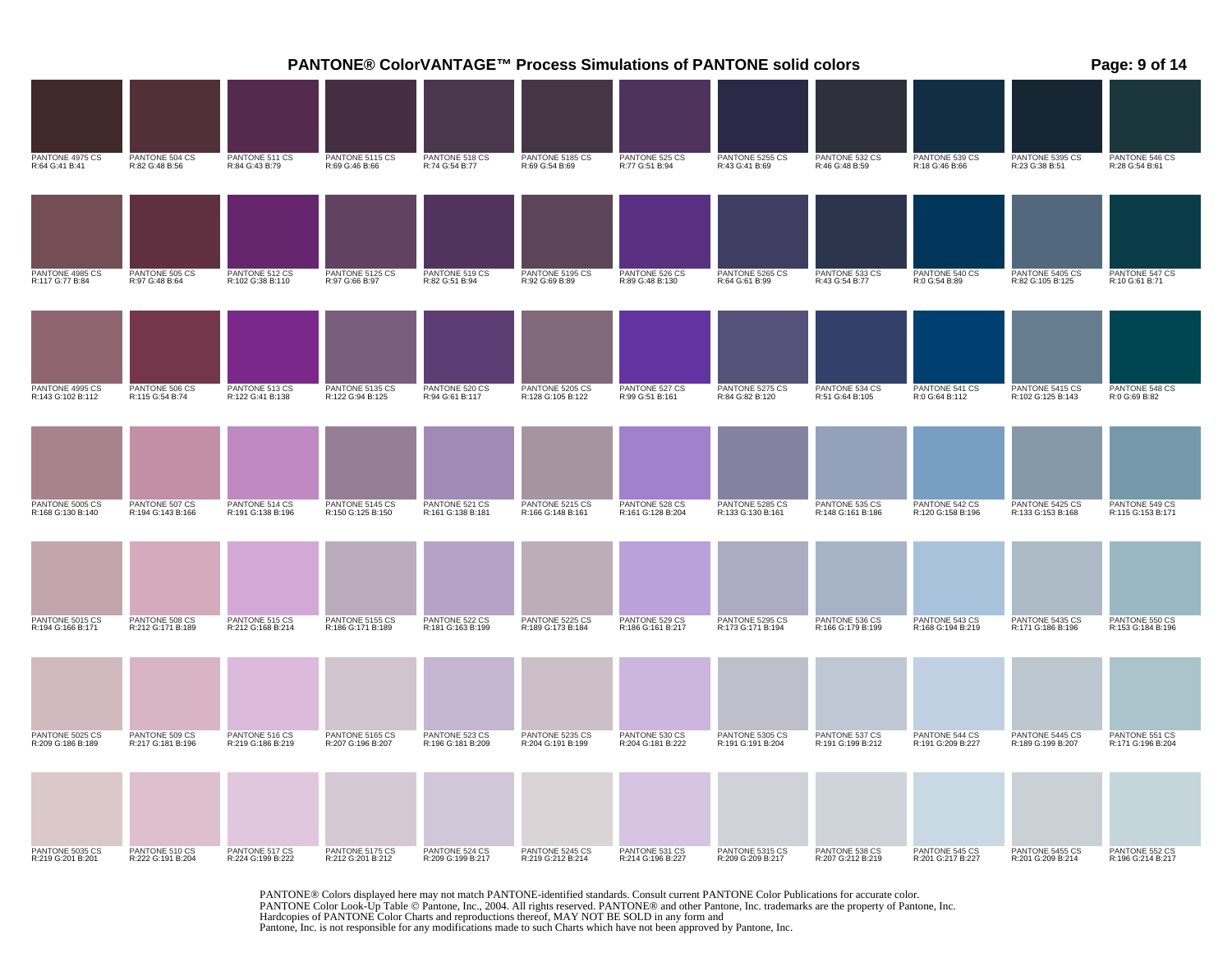# PANTONE® ColorVANTAGE™ Process Simulations of PANTONE solid colors

| | | | | | | | | | | | |
|---|---|---|---|---|---|---|---|---|---|---|---|
| PANTONE 4975 CS<br>R:64 G:41 B:41 | PANTONE 504 CS<br>R:82 G:48 B:56 | PANTONE 511 CS<br>R:84 G:43 B:79 | PANTONE 5115 CS<br>R:69 G:46 B:66 | PANTONE 518 CS<br>R:74 G:54 B:77 | PANTONE 5185 CS<br>R:69 G:54 B:69 | PANTONE 525 CS<br>R:77 G:51 B:94 | PANTONE 5255 CS<br>R:43 G:41 B:69 | PANTONE 532 CS<br>R:46 G:48 B:59 | PANTONE 539 CS<br>R:18 G:46 B:66 | PANTONE 5395 CS<br>R:23 G:38 B:51 | PANTONE 546 CS<br>R:28 G:54 B:61 |
| PANTONE 4985 CS<br>R:117 G:77 B:84 | PANTONE 505 CS<br>R:97 G:48 B:64 | PANTONE 512 CS<br>R:102 G:38 B:110 | PANTONE 5125 CS<br>R:97 G:66 B:97 | PANTONE 519 CS<br>R:82 G:51 B:94 | PANTONE 5195 CS<br>R:92 G:69 B:89 | PANTONE 526 CS<br>R:89 G:48 B:130 | PANTONE 5265 CS<br>R:64 G:61 B:99 | PANTONE 533 CS<br>R:43 G:54 B:77 | PANTONE 540 CS<br>R:0 G:54 B:89 | PANTONE 5405 CS<br>R:82 G:105 B:125 | PANTONE 547 CS<br>R:10 G:61 B:71 |
| PANTONE 4995 CS<br>R:143 G:102 B:112 | PANTONE 506 CS<br>R:115 G:54 B:74 | PANTONE 513 CS<br>R:122 G:41 B:138 | PANTONE 5135 CS<br>R:122 G:94 B:125 | PANTONE 520 CS<br>R:94 G:61 B:117 | PANTONE 5205 CS<br>R:128 G:105 B:122 | PANTONE 527 CS<br>R:99 G:51 B:161 | PANTONE 5275 CS<br>R:84 G:82 B:120 | PANTONE 534 CS<br>R:51 G:64 B:105 | PANTONE 541 CS<br>R:0 G:64 B:112 | PANTONE 5415 CS<br>R:102 G:125 B:143 | PANTONE 548 CS<br>R:0 G:69 B:82 |
| PANTONE 5005 CS<br>R:168 G:130 B:140 | PANTONE 507 CS<br>R:194 G:143 B:166 | PANTONE 514 CS<br>R:191 G:138 B:196 | PANTONE 5145 CS<br>R:150 G:125 B:150 | PANTONE 521 CS<br>R:161 G:138 B:181 | PANTONE 5215 CS<br>R:166 G:148 B:161 | PANTONE 528 CS<br>R:161 G:128 B:204 | PANTONE 5285 CS<br>R:133 G:130 B:161 | PANTONE 535 CS<br>R:148 G:161 B:186 | PANTONE 542 CS<br>R:120 G:158 B:196 | PANTONE 5425 CS<br>R:133 G:153 B:168 | PANTONE 549 CS<br>R:115 G:153 B:171 |
| PANTONE 5015 CS<br>R:194 G:166 B:171 | PANTONE 508 CS<br>R:212 G:171 B:189 | PANTONE 515 CS<br>R:212 G:168 B:214 | PANTONE 5155 CS<br>R:186 G:171 B:189 | PANTONE 522 CS<br>R:181 G:163 B:199 | PANTONE 5225 CS<br>R:189 G:173 B:184 | PANTONE 529 CS<br>R:186 G:161 B:217 | PANTONE 5295 CS<br>R:173 G:171 B:194 | PANTONE 536 CS<br>R:166 G:179 B:199 | PANTONE 543 CS<br>R:168 G:194 B:219 | PANTONE 5435 CS<br>R:171 G:186 B:196 | PANTONE 550 CS<br>R:153 G:184 B:196 |
| PANTONE 5025 CS<br>R:209 G:186 B:189 | PANTONE 509 CS<br>R:217 G:181 B:196 | PANTONE 516 CS<br>R:219 G:186 B:219 | PANTONE 5165 CS<br>R:207 G:196 B:207 | PANTONE 523 CS<br>R:196 G:181 B:209 | PANTONE 5235 CS<br>R:204 G:191 B:199 | PANTONE 530 CS<br>R:204 G:181 B:222 | PANTONE 5305 CS<br>R:191 G:191 B:204 | PANTONE 537 CS<br>R:191 G:199 B:212 | PANTONE 544 CS<br>R:191 G:209 B:227 | PANTONE 5445 CS<br>R:189 G:199 B:207 | PANTONE 551 CS<br>R:171 G:196 B:204 |
| PANTONE 5035 CS<br>R:219 G:201 B:201 | PANTONE 510 CS<br>R:222 G:191 B:204 | PANTONE 517 CS<br>R:224 G:199 B:222 | PANTONE 5175 CS<br>R:212 G:201 B:212 | PANTONE 524 CS<br>R:209 G:199 B:217 | PANTONE 5245 CS<br>R:219 G:212 B:214 | PANTONE 531 CS<br>R:214 G:196 B:227 | PANTONE 5315 CS<br>R:209 G:209 B:217 | PANTONE 538 CS<br>R:207 G:212 B:219 | PANTONE 545 CS<br>R:201 G:217 B:227 | PANTONE 5455 CS<br>R:201 G:209 B:214 | PANTONE 552 CS<br>R:196 G:214 B:217 |

PANTONE® Colors displayed here may not match PANTONE-identified standards. Consult current PANTONE Color Publications for accurate color.
PANTONE Color Look-Up Table © Pantone, Inc., 2004. All rights reserved. PANTONE® and other Pantone, Inc. trademarks are the property of Pantone, Inc.
Hardcopies of PANTONE Color Charts and reproductions thereof, MAY NOT BE SOLD in any form and
Pantone, Inc. is not responsible for any modifications made to such Charts which have not been approved by Pantone, Inc.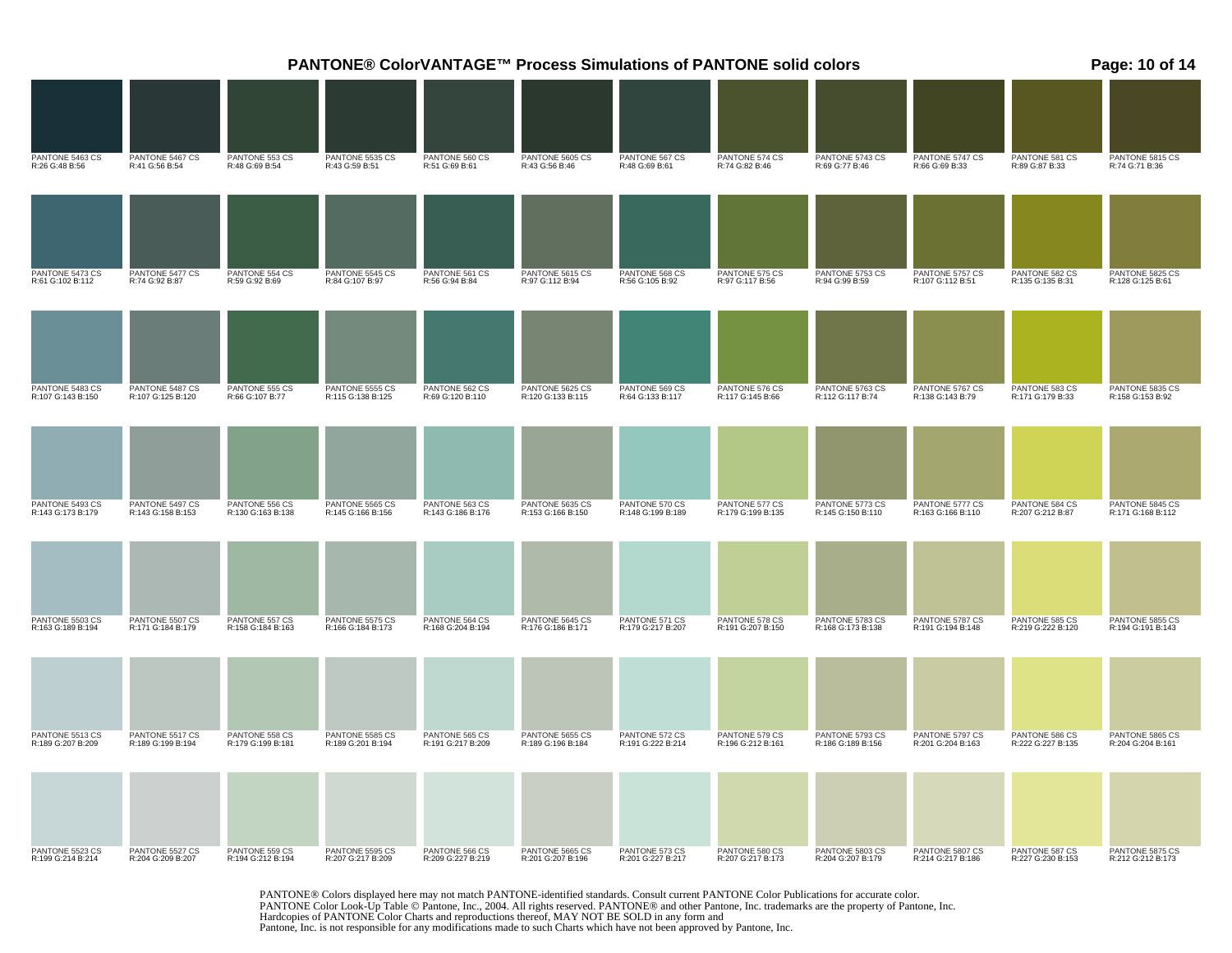# PANTONE® ColorVANTAGE™ Process Simulations of PANTONE solid colors

| | | | | | | | | | | | |
|---|---|---|---|---|---|---|---|---|---|---|---|
| PANTONE 5463 CS<br>R:26 G:48 B:56 | PANTONE 5467 CS<br>R:41 G:56 B:54 | PANTONE 553 CS<br>R:48 G:69 B:54 | PANTONE 5535 CS<br>R:43 G:59 B:51 | PANTONE 560 CS<br>R:51 G:69 B:61 | PANTONE 5605 CS<br>R:43 G:56 B:46 | PANTONE 567 CS<br>R:48 G:69 B:61 | PANTONE 574 CS<br>R:74 G:82 B:46 | PANTONE 5743 CS<br>R:69 G:77 B:46 | PANTONE 5747 CS<br>R:66 G:69 B:33 | PANTONE 581 CS<br>R:89 G:87 B:33 | PANTONE 5815 CS<br>R:74 G:71 B:36 |
| PANTONE 5473 CS<br>R:61 G:102 B:112 | PANTONE 5477 CS<br>R:74 G:92 B:87 | PANTONE 554 CS<br>R:59 G:92 B:69 | PANTONE 5545 CS<br>R:84 G:107 B:97 | PANTONE 561 CS<br>R:56 G:94 B:84 | PANTONE 5615 CS<br>R:97 G:112 B:94 | PANTONE 568 CS<br>R:56 G:105 B:92 | PANTONE 575 CS<br>R:97 G:117 B:56 | PANTONE 5753 CS<br>R:94 G:99 B:59 | PANTONE 5757 CS<br>R:107 G:112 B:51 | PANTONE 582 CS<br>R:135 G:135 B:31 | PANTONE 5825 CS<br>R:128 G:125 B:61 |
| PANTONE 5483 CS<br>R:107 G:143 B:150 | PANTONE 5487 CS<br>R:107 G:125 B:120 | PANTONE 555 CS<br>R:66 G:107 B:77 | PANTONE 5555 CS<br>R:115 G:138 B:125 | PANTONE 562 CS<br>R:69 G:120 B:110 | PANTONE 5625 CS<br>R:120 G:133 B:115 | PANTONE 569 CS<br>R:64 G:133 B:117 | PANTONE 576 CS<br>R:117 G:145 B:66 | PANTONE 5763 CS<br>R:112 G:117 B:74 | PANTONE 5767 CS<br>R:138 G:143 B:79 | PANTONE 583 CS<br>R:171 G:179 B:33 | PANTONE 5835 CS<br>R:158 G:153 B:92 |
| PANTONE 5493 CS<br>R:143 G:173 B:179 | PANTONE 5497 CS<br>R:143 G:158 B:153 | PANTONE 556 CS<br>R:130 G:163 B:138 | PANTONE 5565 CS<br>R:145 G:166 B:156 | PANTONE 563 CS<br>R:143 G:186 B:176 | PANTONE 5635 CS<br>R:153 G:166 B:150 | PANTONE 570 CS<br>R:148 G:199 B:189 | PANTONE 577 CS<br>R:179 G:199 B:135 | PANTONE 5773 CS<br>R:145 G:150 B:110 | PANTONE 5777 CS<br>R:163 G:166 B:110 | PANTONE 584 CS<br>R:207 G:212 B:87 | PANTONE 5845 CS<br>R:171 G:168 B:112 |
| PANTONE 5503 CS<br>R:163 G:189 B:194 | PANTONE 5507 CS<br>R:171 G:184 B:179 | PANTONE 557 CS<br>R:158 G:184 B:163 | PANTONE 5575 CS<br>R:166 G:184 B:173 | PANTONE 564 CS<br>R:168 G:204 B:194 | PANTONE 5645 CS<br>R:176 G:186 B:171 | PANTONE 571 CS<br>R:179 G:217 B:207 | PANTONE 578 CS<br>R:191 G:207 B:150 | PANTONE 5783 CS<br>R:168 G:173 B:138 | PANTONE 5787 CS<br>R:191 G:194 B:148 | PANTONE 585 CS<br>R:219 G:222 B:120 | PANTONE 5855 CS<br>R:194 G:191 B:143 |
| PANTONE 5513 CS<br>R:189 G:207 B:209 | PANTONE 5517 CS<br>R:189 G:199 B:194 | PANTONE 558 CS<br>R:179 G:199 B:181 | PANTONE 5585 CS<br>R:189 G:201 B:194 | PANTONE 565 CS<br>R:191 G:217 B:209 | PANTONE 5655 CS<br>R:189 G:196 B:184 | PANTONE 572 CS<br>R:191 G:222 B:214 | PANTONE 579 CS<br>R:196 G:212 B:161 | PANTONE 5793 CS<br>R:186 G:189 B:156 | PANTONE 5797 CS<br>R:201 G:204 B:163 | PANTONE 586 CS<br>R:222 G:227 B:135 | PANTONE 5865 CS<br>R:204 G:204 B:161 |
| PANTONE 5523 CS<br>R:199 G:214 B:214 | PANTONE 5527 CS<br>R:204 G:209 B:207 | PANTONE 559 CS<br>R:194 G:212 B:194 | PANTONE 5595 CS<br>R:207 G:217 B:209 | PANTONE 566 CS<br>R:209 G:227 B:219 | PANTONE 5665 CS<br>R:201 G:207 B:196 | PANTONE 573 CS<br>R:201 G:227 B:217 | PANTONE 580 CS<br>R:207 G:217 B:173 | PANTONE 5803 CS<br>R:204 G:207 B:179 | PANTONE 5807 CS<br>R:214 G:217 B:186 | PANTONE 587 CS<br>R:227 G:230 B:153 | PANTONE 5875 CS<br>R:212 G:212 B:173 |

PANTONE® Colors displayed here may not match PANTONE-identified standards. Consult current PANTONE Color Publications for accurate color.
PANTONE Color Look-Up Table © Pantone, Inc., 2004. All rights reserved. PANTONE® and other Pantone, Inc. trademarks are the property of Pantone, Inc.
Hardcopies of PANTONE Color Charts and reproductions thereof, MAY NOT BE SOLD in any form and
Pantone, Inc. is not responsible for any modifications made to such Charts which have not been approved by Pantone, Inc.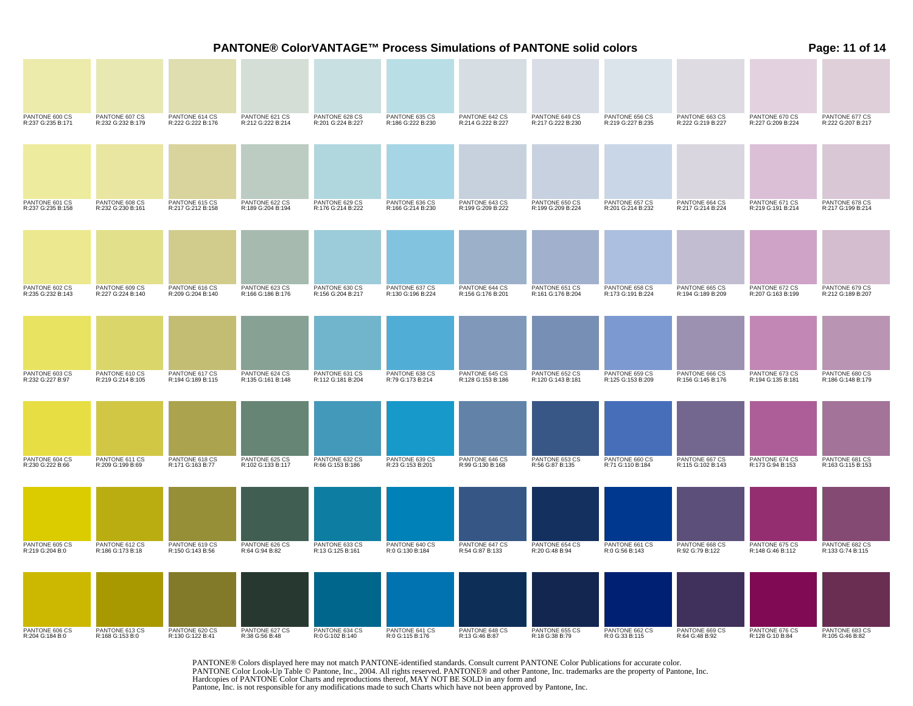# PANTONE® ColorVANTAGE™ Process Simulations of PANTONE solid colors

| | | | | | | | | | | | |
|---|---|---|---|---|---|---|---|---|---|---|---|
| PANTONE 600 CS<br>R:237 G:235 B:171 | PANTONE 607 CS<br>R:232 G:232 B:179 | PANTONE 614 CS<br>R:222 G:222 B:176 | PANTONE 621 CS<br>R:212 G:222 B:214 | PANTONE 628 CS<br>R:201 G:224 B:227 | PANTONE 635 CS<br>R:186 G:222 B:230 | PANTONE 642 CS<br>R:214 G:222 B:227 | PANTONE 649 CS<br>R:217 G:222 B:230 | PANTONE 656 CS<br>R:219 G:227 B:235 | PANTONE 663 CS<br>R:222 G:219 B:227 | PANTONE 670 CS<br>R:227 G:209 B:224 | PANTONE 677 CS<br>R:222 G:207 B:217 |
| PANTONE 601 CS<br>R:237 G:235 B:158 | PANTONE 608 CS<br>R:232 G:230 B:161 | PANTONE 615 CS<br>R:217 G:212 B:158 | PANTONE 622 CS<br>R:189 G:204 B:194 | PANTONE 629 CS<br>R:176 G:214 B:222 | PANTONE 636 CS<br>R:166 G:214 B:230 | PANTONE 643 CS<br>R:199 G:209 B:222 | PANTONE 650 CS<br>R:199 G:209 B:224 | PANTONE 657 CS<br>R:201 G:214 B:232 | PANTONE 664 CS<br>R:217 G:214 B:224 | PANTONE 671 CS<br>R:219 G:191 B:214 | PANTONE 678 CS<br>R:217 G:199 B:214 |
| PANTONE 602 CS<br>R:235 G:232 B:143 | PANTONE 609 CS<br>R:227 G:224 B:140 | PANTONE 616 CS<br>R:209 G:204 B:140 | PANTONE 623 CS<br>R:166 G:186 B:176 | PANTONE 630 CS<br>R:156 G:204 B:217 | PANTONE 637 CS<br>R:130 G:196 B:224 | PANTONE 644 CS<br>R:156 G:176 B:201 | PANTONE 651 CS<br>R:161 G:176 B:204 | PANTONE 658 CS<br>R:173 G:191 B:224 | PANTONE 665 CS<br>R:194 G:189 B:209 | PANTONE 672 CS<br>R:207 G:163 B:199 | PANTONE 679 CS<br>R:212 G:189 B:207 |
| PANTONE 603 CS<br>R:232 G:227 B:97 | PANTONE 610 CS<br>R:219 G:214 B:105 | PANTONE 617 CS<br>R:194 G:189 B:115 | PANTONE 624 CS<br>R:135 G:161 B:148 | PANTONE 631 CS<br>R:112 G:181 B:204 | PANTONE 638 CS<br>R:79 G:173 B:214 | PANTONE 645 CS<br>R:128 G:153 B:186 | PANTONE 652 CS<br>R:120 G:143 B:181 | PANTONE 659 CS<br>R:125 G:153 B:209 | PANTONE 666 CS<br>R:156 G:145 B:176 | PANTONE 673 CS<br>R:194 G:135 B:181 | PANTONE 680 CS<br>R:186 G:148 B:179 |
| PANTONE 604 CS<br>R:230 G:222 B:66 | PANTONE 611 CS<br>R:209 G:199 B:69 | PANTONE 618 CS<br>R:171 G:163 B:77 | PANTONE 625 CS<br>R:102 G:133 B:117 | PANTONE 632 CS<br>R:66 G:153 B:186 | PANTONE 639 CS<br>R:23 G:153 B:201 | PANTONE 646 CS<br>R:99 G:130 B:168 | PANTONE 653 CS<br>R:56 G:87 B:135 | PANTONE 660 CS<br>R:71 G:110 B:184 | PANTONE 667 CS<br>R:115 G:102 B:143 | PANTONE 674 CS<br>R:173 G:94 B:153 | PANTONE 681 CS<br>R:163 G:115 B:153 |
| PANTONE 605 CS<br>R:219 G:204 B:0 | PANTONE 612 CS<br>R:186 G:173 B:18 | PANTONE 619 CS<br>R:150 G:143 B:56 | PANTONE 626 CS<br>R:64 G:94 B:82 | PANTONE 633 CS<br>R:13 G:125 B:161 | PANTONE 640 CS<br>R:0 G:130 B:184 | PANTONE 647 CS<br>R:54 G:87 B:133 | PANTONE 654 CS<br>R:20 G:48 B:94 | PANTONE 661 CS<br>R:0 G:56 B:143 | PANTONE 668 CS<br>R:92 G:79 B:122 | PANTONE 675 CS<br>R:148 G:46 B:112 | PANTONE 682 CS<br>R:133 G:74 B:115 |
| PANTONE 606 CS<br>R:204 G:184 B:0 | PANTONE 613 CS<br>R:168 G:153 B:0 | PANTONE 620 CS<br>R:130 G:122 B:41 | PANTONE 627 CS<br>R:38 G:56 B:48 | PANTONE 634 CS<br>R:0 G:102 B:140 | PANTONE 641 CS<br>R:0 G:115 B:176 | PANTONE 648 CS<br>R:13 G:46 B:87 | PANTONE 655 CS<br>R:18 G:38 B:79 | PANTONE 662 CS<br>R:0 G:33 B:115 | PANTONE 669 CS<br>R:64 G:48 B:92 | PANTONE 676 CS<br>R:128 G:10 B:84 | PANTONE 683 CS<br>R:105 G:46 B:82 |

PANTONE® Colors displayed here may not match PANTONE-identified standards. Consult current PANTONE Color Publications for accurate color.
PANTONE Color Look-Up Table © Pantone, Inc., 2004. All rights reserved. PANTONE® and other Pantone, Inc. trademarks are the property of Pantone, Inc.
Hardcopies of PANTONE Color Charts and reproductions thereof, MAY NOT BE SOLD in any form and
Pantone, Inc. is not responsible for any modifications made to such Charts which have not been approved by Pantone, Inc.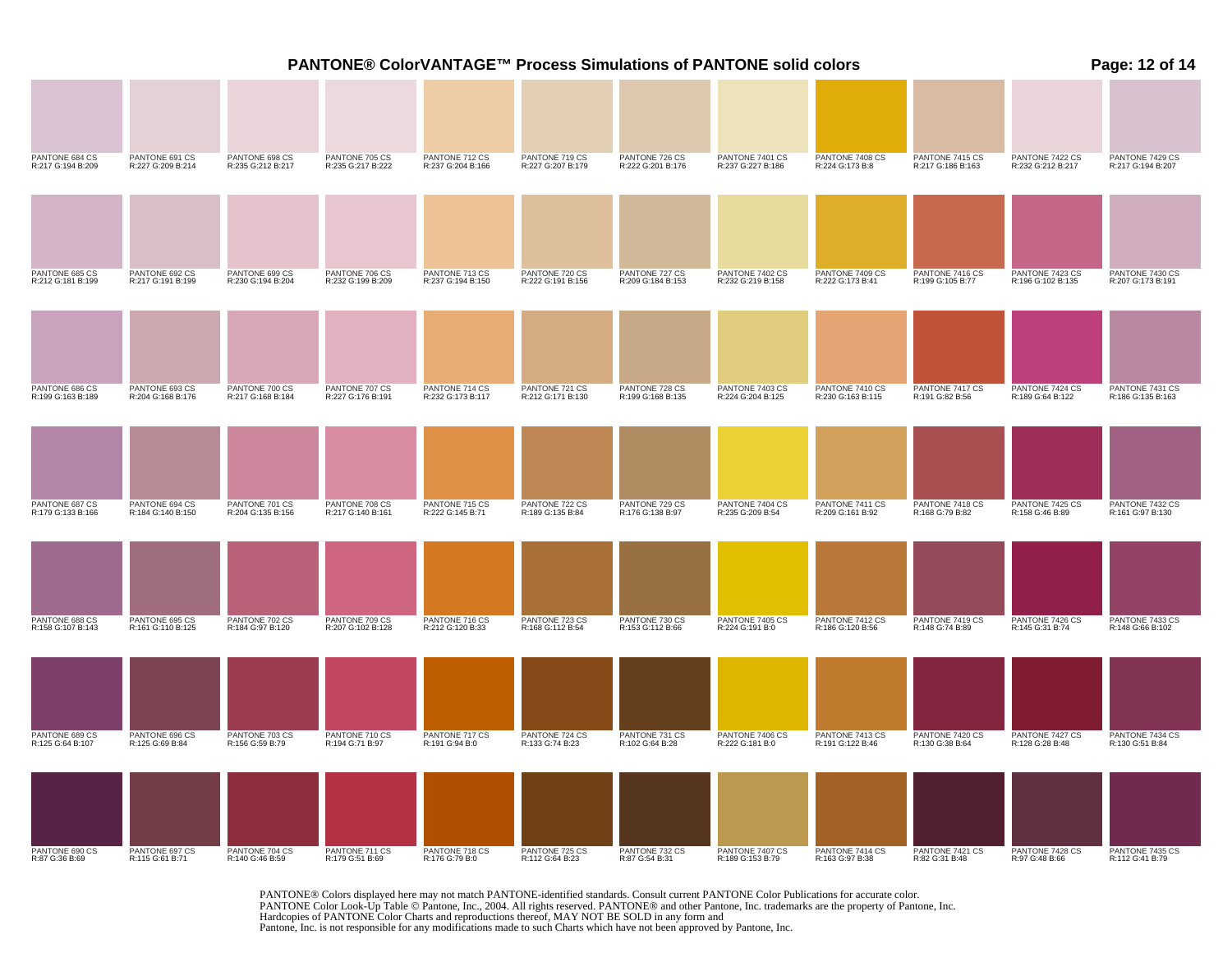# PANTONE® ColorVANTAGE™ Process Simulations of PANTONE solid colors

| | | | | | | | | | | | |
|---|---|---|---|---|---|---|---|---|---|---|---|
| PANTONE 684 CS<br>R:217 G:194 B:209 | PANTONE 691 CS<br>R:227 G:209 B:214 | PANTONE 698 CS<br>R:235 G:212 B:217 | PANTONE 705 CS<br>R:235 G:217 B:222 | PANTONE 712 CS<br>R:237 G:204 B:166 | PANTONE 719 CS<br>R:227 G:207 B:179 | PANTONE 726 CS<br>R:222 G:201 B:176 | PANTONE 7401 CS<br>R:237 G:227 B:186 | PANTONE 7408 CS<br>R:224 G:173 B:8 | PANTONE 7415 CS<br>R:217 G:186 B:163 | PANTONE 7422 CS<br>R:232 G:212 B:217 | PANTONE 7429 CS<br>R:217 G:194 B:207 |
| PANTONE 685 CS<br>R:212 G:181 B:199 | PANTONE 692 CS<br>R:217 G:191 B:199 | PANTONE 699 CS<br>R:230 G:194 B:204 | PANTONE 706 CS<br>R:232 G:199 B:209 | PANTONE 713 CS<br>R:237 G:194 B:150 | PANTONE 720 CS<br>R:222 G:191 B:156 | PANTONE 727 CS<br>R:209 G:184 B:153 | PANTONE 7402 CS<br>R:232 G:219 B:158 | PANTONE 7409 CS<br>R:222 G:173 B:41 | PANTONE 7416 CS<br>R:199 G:105 B:77 | PANTONE 7423 CS<br>R:196 G:102 B:135 | PANTONE 7430 CS<br>R:207 G:173 B:191 |
| PANTONE 686 CS<br>R:199 G:163 B:189 | PANTONE 693 CS<br>R:204 G:168 B:176 | PANTONE 700 CS<br>R:217 G:168 B:184 | PANTONE 707 CS<br>R:227 G:176 B:191 | PANTONE 714 CS<br>R:232 G:173 B:117 | PANTONE 721 CS<br>R:212 G:171 B:130 | PANTONE 728 CS<br>R:199 G:168 B:135 | PANTONE 7403 CS<br>R:224 G:204 B:125 | PANTONE 7410 CS<br>R:230 G:163 B:115 | PANTONE 7417 CS<br>R:191 G:82 B:56 | PANTONE 7424 CS<br>R:189 G:64 B:122 | PANTONE 7431 CS<br>R:186 G:135 B:163 |
| PANTONE 687 CS<br>R:179 G:133 B:166 | PANTONE 694 CS<br>R:184 G:140 B:150 | PANTONE 701 CS<br>R:204 G:135 B:156 | PANTONE 708 CS<br>R:217 G:140 B:161 | PANTONE 715 CS<br>R:222 G:145 B:71 | PANTONE 722 CS<br>R:189 G:135 B:84 | PANTONE 729 CS<br>R:176 G:138 B:97 | PANTONE 7404 CS<br>R:235 G:209 B:54 | PANTONE 7411 CS<br>R:209 G:161 B:92 | PANTONE 7418 CS<br>R:168 G:79 B:82 | PANTONE 7425 CS<br>R:158 G:46 B:89 | PANTONE 7432 CS<br>R:161 G:97 B:130 |
| PANTONE 688 CS<br>R:158 G:107 B:143 | PANTONE 695 CS<br>R:161 G:110 B:125 | PANTONE 702 CS<br>R:184 G:97 B:120 | PANTONE 709 CS<br>R:207 G:102 B:128 | PANTONE 716 CS<br>R:212 G:120 B:33 | PANTONE 723 CS<br>R:168 G:112 B:54 | PANTONE 730 CS<br>R:153 G:112 B:66 | PANTONE 7405 CS<br>R:224 G:191 B:0 | PANTONE 7412 CS<br>R:186 G:120 B:56 | PANTONE 7419 CS<br>R:148 G:74 B:89 | PANTONE 7426 CS<br>R:145 G:31 B:74 | PANTONE 7433 CS<br>R:148 G:66 B:102 |
| PANTONE 689 CS<br>R:125 G:64 B:107 | PANTONE 696 CS<br>R:125 G:69 B:84 | PANTONE 703 CS<br>R:156 G:59 B:79 | PANTONE 710 CS<br>R:194 G:71 B:97 | PANTONE 717 CS<br>R:191 G:94 B:0 | PANTONE 724 CS<br>R:133 G:74 B:23 | PANTONE 731 CS<br>R:102 G:64 B:28 | PANTONE 7406 CS<br>R:222 G:181 B:0 | PANTONE 7413 CS<br>R:191 G:122 B:46 | PANTONE 7420 CS<br>R:130 G:38 B:64 | PANTONE 7427 CS<br>R:128 G:28 B:48 | PANTONE 7434 CS<br>R:130 G:51 B:84 |
| PANTONE 690 CS<br>R:87 G:36 B:69 | PANTONE 697 CS<br>R:115 G:61 B:71 | PANTONE 704 CS<br>R:140 G:46 B:59 | PANTONE 711 CS<br>R:179 G:51 B:69 | PANTONE 718 CS<br>R:176 G:79 B:0 | PANTONE 725 CS<br>R:112 G:64 B:23 | PANTONE 732 CS<br>R:87 G:54 B:31 | PANTONE 7407 CS<br>R:189 G:153 B:79 | PANTONE 7414 CS<br>R:163 G:97 B:38 | PANTONE 7421 CS<br>R:82 G:31 B:48 | PANTONE 7428 CS<br>R:97 G:48 B:66 | PANTONE 7435 CS<br>R:112 G:41 B:79 |

PANTONE® Colors displayed here may not match PANTONE-identified standards. Consult current PANTONE Color Publications for accurate color.
PANTONE Color Look-Up Table © Pantone, Inc., 2004. All rights reserved. PANTONE® and other Pantone, Inc. trademarks are the property of Pantone, Inc.
Hardcopies of PANTONE Color Charts and reproductions thereof, MAY NOT BE SOLD in any form and
Pantone, Inc. is not responsible for any modifications made to such Charts which have not been approved by Pantone, Inc.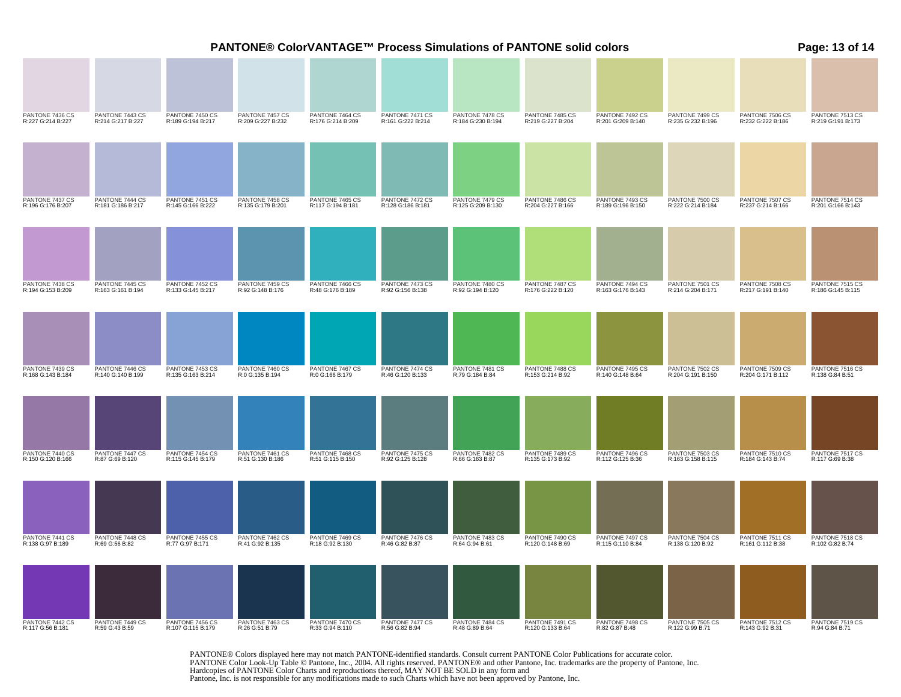# PANTONE® ColorVANTAGE™ Process Simulations of PANTONE solid colors

| | | | | | | | | | | | |
|---|---|---|---|---|---|---|---|---|---|---|---|
| PANTONE 7436 CS<br>R:227 G:214 B:227 | PANTONE 7443 CS<br>R:214 G:217 B:227 | PANTONE 7450 CS<br>R:189 G:194 B:217 | PANTONE 7457 CS<br>R:209 G:227 B:232 | PANTONE 7464 CS<br>R:176 G:214 B:209 | PANTONE 7471 CS<br>R:161 G:222 B:214 | PANTONE 7478 CS<br>R:184 G:230 B:194 | PANTONE 7485 CS<br>R:219 G:227 B:204 | PANTONE 7492 CS<br>R:201 G:209 B:140 | PANTONE 7499 CS<br>R:235 G:232 B:196 | PANTONE 7506 CS<br>R:232 G:222 B:186 | PANTONE 7513 CS<br>R:219 G:191 B:173 |
| PANTONE 7437 CS<br>R:196 G:176 B:207 | PANTONE 7444 CS<br>R:181 G:186 B:217 | PANTONE 7451 CS<br>R:145 G:166 B:222 | PANTONE 7458 CS<br>R:135 G:179 B:201 | PANTONE 7465 CS<br>R:117 G:194 B:181 | PANTONE 7472 CS<br>R:128 G:186 B:181 | PANTONE 7479 CS<br>R:125 G:209 B:130 | PANTONE 7486 CS<br>R:204 G:227 B:166 | PANTONE 7493 CS<br>R:189 G:196 B:150 | PANTONE 7500 CS<br>R:222 G:214 B:184 | PANTONE 7507 CS<br>R:237 G:214 B:166 | PANTONE 7514 CS<br>R:201 G:166 B:143 |
| PANTONE 7438 CS<br>R:194 G:153 B:209 | PANTONE 7445 CS<br>R:163 G:161 B:194 | PANTONE 7452 CS<br>R:133 G:145 B:217 | PANTONE 7459 CS<br>R:92 G:148 B:176 | PANTONE 7466 CS<br>R:48 G:176 B:189 | PANTONE 7473 CS<br>R:92 G:156 B:138 | PANTONE 7480 CS<br>R:92 G:194 B:120 | PANTONE 7487 CS<br>R:176 G:222 B:120 | PANTONE 7494 CS<br>R:163 G:176 B:143 | PANTONE 7501 CS<br>R:214 G:204 B:171 | PANTONE 7508 CS<br>R:217 G:191 B:140 | PANTONE 7515 CS<br>R:186 G:145 B:115 |
| PANTONE 7439 CS<br>R:168 G:143 B:184 | PANTONE 7446 CS<br>R:140 G:140 B:199 | PANTONE 7453 CS<br>R:135 G:163 B:214 | PANTONE 7460 CS<br>R:0 G:135 B:194 | PANTONE 7467 CS<br>R:0 G:166 B:179 | PANTONE 7474 CS<br>R:46 G:120 B:133 | PANTONE 7481 CS<br>R:79 G:184 B:84 | PANTONE 7488 CS<br>R:153 G:214 B:92 | PANTONE 7495 CS<br>R:140 G:148 B:64 | PANTONE 7502 CS<br>R:204 G:191 B:150 | PANTONE 7509 CS<br>R:204 G:171 B:112 | PANTONE 7516 CS<br>R:138 G:84 B:51 |
| PANTONE 7440 CS<br>R:150 G:120 B:166 | PANTONE 7447 CS<br>R:87 G:69 B:120 | PANTONE 7454 CS<br>R:115 G:145 B:179 | PANTONE 7461 CS<br>R:51 G:130 B:186 | PANTONE 7468 CS<br>R:51 G:115 B:150 | PANTONE 7475 CS<br>R:92 G:125 B:128 | PANTONE 7482 CS<br>R:66 G:163 B:87 | PANTONE 7489 CS<br>R:135 G:173 B:92 | PANTONE 7496 CS<br>R:112 G:125 B:36 | PANTONE 7503 CS<br>R:163 G:158 B:115 | PANTONE 7510 CS<br>R:184 G:143 B:74 | PANTONE 7517 CS<br>R:117 G:69 B:38 |
| PANTONE 7441 CS<br>R:138 G:97 B:189 | PANTONE 7448 CS<br>R:69 G:56 B:82 | PANTONE 7455 CS<br>R:77 G:97 B:171 | PANTONE 7462 CS<br>R:41 G:92 B:135 | PANTONE 7469 CS<br>R:18 G:92 B:130 | PANTONE 7476 CS<br>R:46 G:82 B:87 | PANTONE 7483 CS<br>R:64 G:94 B:61 | PANTONE 7490 CS<br>R:120 G:148 B:69 | PANTONE 7497 CS<br>R:115 G:110 B:84 | PANTONE 7504 CS<br>R:138 G:120 B:92 | PANTONE 7511 CS<br>R:161 G:112 B:38 | PANTONE 7518 CS<br>R:102 G:82 B:74 |
| PANTONE 7442 CS<br>R:117 G:56 B:181 | PANTONE 7449 CS<br>R:59 G:43 B:59 | PANTONE 7456 CS<br>R:107 G:115 B:179 | PANTONE 7463 CS<br>R:26 G:51 B:79 | PANTONE 7470 CS<br>R:33 G:94 B:110 | PANTONE 7477 CS<br>R:56 G:82 B:94 | PANTONE 7484 CS<br>R:48 G:89 B:64 | PANTONE 7491 CS<br>R:120 G:133 B:64 | PANTONE 7498 CS<br>R:82 G:87 B:48 | PANTONE 7505 CS<br>R:122 G:99 B:71 | PANTONE 7512 CS<br>R:143 G:92 B:31 | PANTONE 7519 CS<br>R:94 G:84 B:71 |

PANTONE® Colors displayed here may not match PANTONE-identified standards. Consult current PANTONE Color Publications for accurate color.
PANTONE Color Look-Up Table © Pantone, Inc., 2004. All rights reserved. PANTONE® and other Pantone, Inc. trademarks are the property of Pantone, Inc.
Hardcopies of PANTONE Color Charts and reproductions thereof, MAY NOT BE SOLD in any form and
Pantone, Inc. is not responsible for any modifications made to such Charts which have not been approved by Pantone, Inc.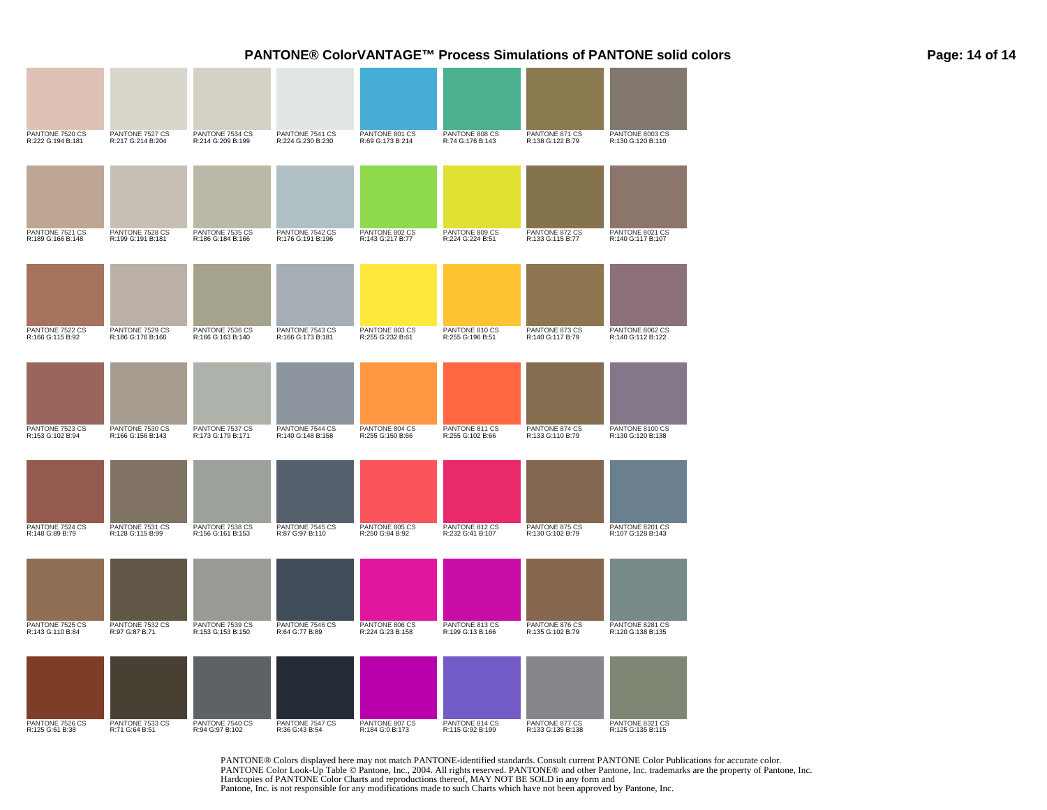# PANTONE® ColorVANTAGE™ Process Simulations of PANTONE solid colors

| | | | | | | | |
|---|---|---|---|---|---|---|---|
| PANTONE 7520 CS R:222 G:194 B:181 | PANTONE 7527 CS R:217 G:214 B:204 | PANTONE 7534 CS R:214 G:209 B:199 | PANTONE 7541 CS R:224 G:230 B:230 | PANTONE 801 CS R:69 G:173 B:214 | PANTONE 808 CS R:74 G:176 B:143 | PANTONE 871 CS R:138 G:122 B:79 | PANTONE 8003 CS R:130 G:120 B:110 |
| PANTONE 7521 CS R:189 G:166 B:148 | PANTONE 7528 CS R:199 G:191 B:181 | PANTONE 7535 CS R:186 G:184 B:166 | PANTONE 7542 CS R:176 G:191 B:196 | PANTONE 802 CS R:143 G:217 B:77 | PANTONE 809 CS R:224 G:224 B:51 | PANTONE 872 CS R:133 G:115 B:77 | PANTONE 8021 CS R:140 G:117 B:107 |
| PANTONE 7522 CS R:166 G:115 B:92 | PANTONE 7529 CS R:186 G:176 B:166 | PANTONE 7536 CS R:166 G:163 B:140 | PANTONE 7543 CS R:166 G:173 B:181 | PANTONE 803 CS R:255 G:232 B:61 | PANTONE 810 CS R:255 G:196 B:51 | PANTONE 873 CS R:140 G:117 B:79 | PANTONE 8062 CS R:140 G:112 B:122 |
| PANTONE 7523 CS R:153 G:102 B:94 | PANTONE 7530 CS R:166 G:156 B:143 | PANTONE 7537 CS R:173 G:179 B:171 | PANTONE 7544 CS R:140 G:148 B:158 | PANTONE 804 CS R:255 G:150 B:66 | PANTONE 811 CS R:255 G:102 B:66 | PANTONE 874 CS R:133 G:110 B:79 | PANTONE 8100 CS R:130 G:120 B:138 |
| PANTONE 7524 CS R:148 G:89 B:79 | PANTONE 7531 CS R:128 G:115 B:99 | PANTONE 7538 CS R:156 G:161 B:153 | PANTONE 7545 CS R:87 G:97 B:110 | PANTONE 805 CS R:250 G:84 B:92 | PANTONE 812 CS R:232 G:41 B:107 | PANTONE 875 CS R:130 G:102 B:79 | PANTONE 8201 CS R:107 G:128 B:143 |
| PANTONE 7525 CS R:143 G:110 B:84 | PANTONE 7532 CS R:97 G:87 B:71 | PANTONE 7539 CS R:153 G:153 B:150 | PANTONE 7546 CS R:64 G:77 B:89 | PANTONE 806 CS R:224 G:23 B:158 | PANTONE 813 CS R:199 G:13 B:166 | PANTONE 876 CS R:135 G:102 B:79 | PANTONE 8281 CS R:120 G:138 B:135 |
| PANTONE 7526 CS R:125 G:61 B:38 | PANTONE 7533 CS R:71 G:64 B:51 | PANTONE 7540 CS R:94 G:97 B:102 | PANTONE 7547 CS R:36 G:43 B:54 | PANTONE 807 CS R:184 G:0 B:173 | PANTONE 814 CS R:115 G:92 B:199 | PANTONE 877 CS R:133 G:135 B:138 | PANTONE 8321 CS R:125 G:135 B:115 |

PANTONE® Colors displayed here may not match PANTONE-identified standards. Consult current PANTONE Color Publications for accurate color.
PANTONE Color Look-Up Table © Pantone, Inc., 2004. All rights reserved. PANTONE® and other Pantone, Inc. trademarks are the property of Pantone, Inc.
Hardcopies of PANTONE Color Charts and reproductions thereof, MAY NOT BE SOLD in any form and
Pantone, Inc. is not responsible for any modifications made to such Charts which have not been approved by Pantone, Inc.